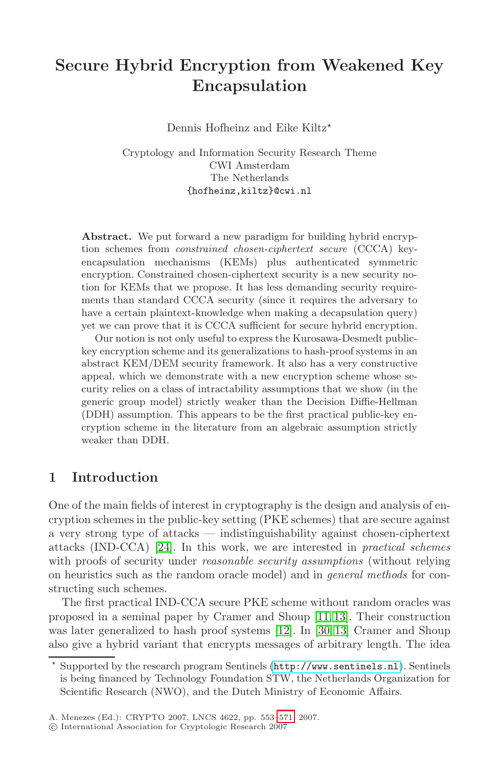# Secure Hybrid Encryption from Weakened Key Encapsulation

Dennis Hofheinz and Eike Kiltz*

Cryptology and Information Security Research Theme
CWI Amsterdam
The Netherlands
{hofheinz,kiltz}@cwi.nl

**Abstract.** We put forward a new paradigm for building hybrid encryption schemes from *constrained chosen-ciphertext secure* (CCCA) key-encapsulation mechanisms (KEMs) plus authenticated symmetric encryption. Constrained chosen-ciphertext security is a new security notion for KEMs that we propose. It has less demanding security requirements than standard CCCA security (since it requires the adversary to have a certain plaintext-knowledge when making a decapsulation query) yet we can prove that it is CCCA sufficient for secure hybrid encryption.

Our notion is not only useful to express the Kurosawa-Desmedt public-key encryption scheme and its generalizations to hash-proof systems in an abstract KEM/DEM security framework. It also has a very constructive appeal, which we demonstrate with a new encryption scheme whose security relies on a class of intractability assumptions that we show (in the generic group model) strictly weaker than the Decision Diffie-Hellman (DDH) assumption. This appears to be the first practical public-key encryption scheme in the literature from an algebraic assumption strictly weaker than DDH.

## 1 Introduction

One of the main fields of interest in cryptography is the design and analysis of encryption schemes in the public-key setting (PKE schemes) that are secure against a very strong type of attacks — indistinguishability against chosen-ciphertext attacks (IND-CCA) [24]. In this work, we are interested in *practical schemes* with proofs of security under *reasonable security assumptions* (without relying on heuristics such as the random oracle model) and in *general methods* for constructing such schemes.

The first practical IND-CCA secure PKE scheme without random oracles was proposed in a seminal paper by Cramer and Shoup [11,13]. Their construction was later generalized to hash proof systems [12]. In [30,13] Cramer and Shoup also give a hybrid variant that encrypts messages of arbitrary length. The idea

* Supported by the research program Sentinels (http://www.sentinels.nl). Sentinels is being financed by Technology Foundation STW, the Netherlands Organization for Scientific Research (NWO), and the Dutch Ministry of Economic Affairs.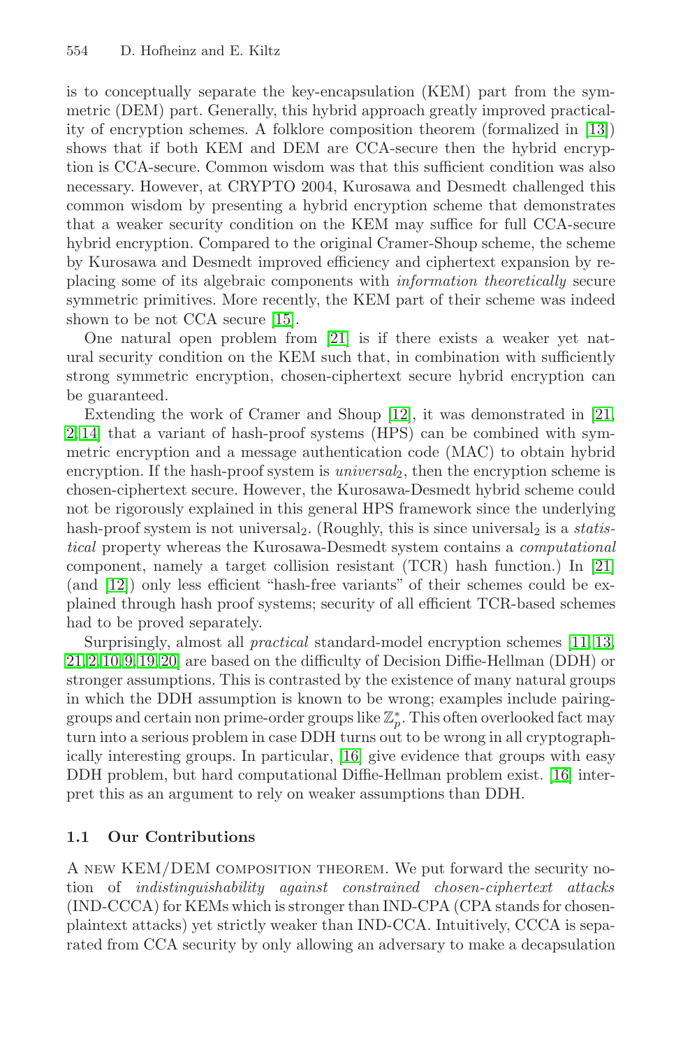is to conceptually separate the key-encapsulation (KEM) part from the symmetric (DEM) part. Generally, this hybrid approach greatly improved practicality of encryption schemes. A folklore composition theorem (formalized in [13]) shows that if both KEM and DEM are CCA-secure then the hybrid encryption is CCA-secure. Common wisdom was that this sufficient condition was also necessary. However, at CRYPTO 2004, Kurosawa and Desmedt challenged this common wisdom by presenting a hybrid encryption scheme that demonstrates that a weaker security condition on the KEM may suffice for full CCA-secure hybrid encryption. Compared to the original Cramer-Shoup scheme, the scheme by Kurosawa and Desmedt improved efficiency and ciphertext expansion by replacing some of its algebraic components with *information theoretically* secure symmetric primitives. More recently, the KEM part of their scheme was indeed shown to be not CCA secure [15].

One natural open problem from [21] is if there exists a weaker yet natural security condition on the KEM such that, in combination with sufficiently strong symmetric encryption, chosen-ciphertext secure hybrid encryption can be guaranteed.

Extending the work of Cramer and Shoup [12], it was demonstrated in [21, 2, 14] that a variant of hash-proof systems (HPS) can be combined with symmetric encryption and a message authentication code (MAC) to obtain hybrid encryption. If the hash-proof system is *universal*$_2$, then the encryption scheme is chosen-ciphertext secure. However, the Kurosawa-Desmedt hybrid scheme could not be rigorously explained in this general HPS framework since the underlying hash-proof system is not universal$_2$. (Roughly, this is since universal$_2$ is a *statistical* property whereas the Kurosawa-Desmedt system contains a *computational* component, namely a target collision resistant (TCR) hash function.) In [21] (and [12]) only less efficient "hash-free variants" of their schemes could be explained through hash proof systems; security of all efficient TCR-based schemes had to be proved separately.

Surprisingly, almost all *practical* standard-model encryption schemes [11, 13, 21, 2, 10, 9, 19, 20] are based on the difficulty of Decision Diffie-Hellman (DDH) or stronger assumptions. This is contrasted by the existence of many natural groups in which the DDH assumption is known to be wrong; examples include pairing-groups and certain non prime-order groups like $\mathbb{Z}_p^*$. This often overlooked fact may turn into a serious problem in case DDH turns out to be wrong in all cryptographically interesting groups. In particular, [16] give evidence that groups with easy DDH problem, but hard computational Diffie-Hellman problem exist. [16] interpret this as an argument to rely on weaker assumptions than DDH.

### 1.1 Our Contributions

A new KEM/DEM composition theorem. We put forward the security notion of *indistinguishability against constrained chosen-ciphertext attacks* (IND-CCCA) for KEMs which is stronger than IND-CPA (CPA stands for chosen-plaintext attacks) yet strictly weaker than IND-CCA. Intuitively, CCCA is separated from CCA security by only allowing an adversary to make a decapsulation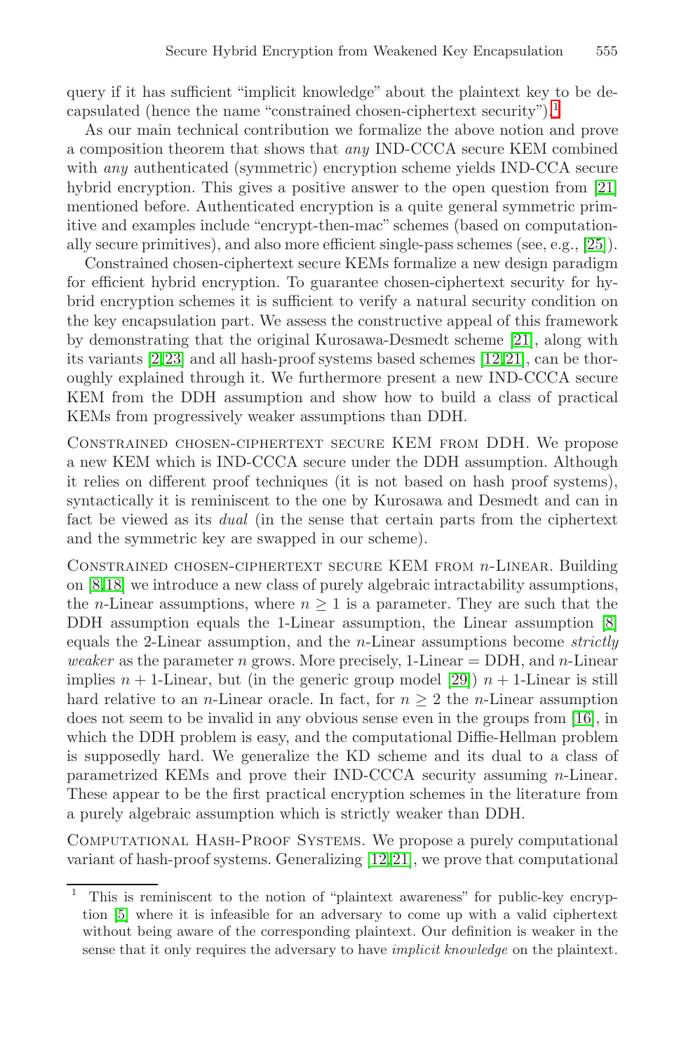query if it has sufficient "implicit knowledge" about the plaintext key to be decapsulated (hence the name "constrained chosen-ciphertext security").[1]

As our main technical contribution we formalize the above notion and prove a composition theorem that shows that *any* IND-CCCA secure KEM combined with *any* authenticated (symmetric) encryption scheme yields IND-CCA secure hybrid encryption. This gives a positive answer to the open question from [21] mentioned before. Authenticated encryption is a quite general symmetric primitive and examples include "encrypt-then-mac" schemes (based on computationally secure primitives), and also more efficient single-pass schemes (see, e.g., [25]).

Constrained chosen-ciphertext secure KEMs formalize a new design paradigm for efficient hybrid encryption. To guarantee chosen-ciphertext security for hybrid encryption schemes it is sufficient to verify a natural security condition on the key encapsulation part. We assess the constructive appeal of this framework by demonstrating that the original Kurosawa-Desmedt scheme [21], along with its variants [2,23] and all hash-proof systems based schemes [12,21], can be thoroughly explained through it. We furthermore present a new IND-CCCA secure KEM from the DDH assumption and show how to build a class of practical KEMs from progressively weaker assumptions than DDH.

Constrained chosen-ciphertext secure KEM from DDH. We propose a new KEM which is IND-CCCA secure under the DDH assumption. Although it relies on different proof techniques (it is not based on hash proof systems), syntactically it is reminiscent to the one by Kurosawa and Desmedt and can in fact be viewed as its *dual* (in the sense that certain parts from the ciphertext and the symmetric key are swapped in our scheme).

Constrained chosen-ciphertext secure KEM from $n$-Linear. Building on [8,18] we introduce a new class of purely algebraic intractability assumptions, the $n$-Linear assumptions, where $n \geq 1$ is a parameter. They are such that the DDH assumption equals the 1-Linear assumption, the Linear assumption [8] equals the 2-Linear assumption, and the $n$-Linear assumptions become *strictly weaker* as the parameter $n$ grows. More precisely, 1-Linear = DDH, and $n$-Linear implies $n+1$-Linear, but (in the generic group model [29]) $n+1$-Linear is still hard relative to an $n$-Linear oracle. In fact, for $n \geq 2$ the $n$-Linear assumption does not seem to be invalid in any obvious sense even in the groups from [16], in which the DDH problem is easy, and the computational Diffie-Hellman problem is supposedly hard. We generalize the KD scheme and its dual to a class of parametrized KEMs and prove their IND-CCCA security assuming $n$-Linear. These appear to be the first practical encryption schemes in the literature from a purely algebraic assumption which is strictly weaker than DDH.

Computational Hash-Proof Systems. We propose a purely computational variant of hash-proof systems. Generalizing [12,21], we prove that computational

---

[1] This is reminiscent to the notion of "plaintext awareness" for public-key encryption [5] where it is infeasible for an adversary to come up with a valid ciphertext without being aware of the corresponding plaintext. Our definition is weaker in the sense that it only requires the adversary to have *implicit knowledge* on the plaintext.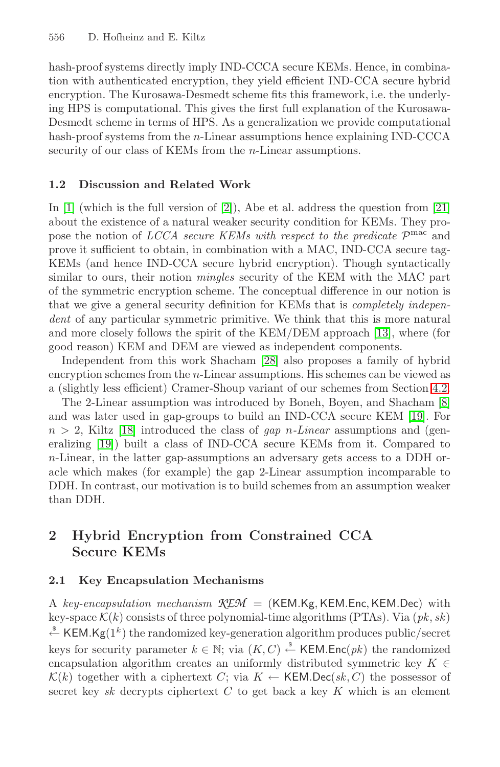hash-proof systems directly imply IND-CCCA secure KEMs. Hence, in combination with authenticated encryption, they yield efficient IND-CCA secure hybrid encryption. The Kurosawa-Desmedt scheme fits this framework, i.e. the underlying HPS is computational. This gives the first full explanation of the Kurosawa-Desmedt scheme in terms of HPS. As a generalization we provide computational hash-proof systems from the $n$-Linear assumptions hence explaining IND-CCCA security of our class of KEMs from the $n$-Linear assumptions.

### 1.2 Discussion and Related Work

In [1] (which is the full version of [2]), Abe et al. address the question from [21] about the existence of a natural weaker security condition for KEMs. They propose the notion of *LCCA secure KEMs with respect to the predicate* $\mathcal{P}^{\mathrm{mac}}$ and prove it sufficient to obtain, in combination with a MAC, IND-CCA secure tag-KEMs (and hence IND-CCA secure hybrid encryption). Though syntactically similar to ours, their notion *mingles* security of the KEM with the MAC part of the symmetric encryption scheme. The conceptual difference in our notion is that we give a general security definition for KEMs that is *completely independent* of any particular symmetric primitive. We think that this is more natural and more closely follows the spirit of the KEM/DEM approach [13], where (for good reason) KEM and DEM are viewed as independent components.

Independent from this work Shacham [28] also proposes a family of hybrid encryption schemes from the $n$-Linear assumptions. His schemes can be viewed as a (slightly less efficient) Cramer-Shoup variant of our schemes from Section 4.2.

The 2-Linear assumption was introduced by Boneh, Boyen, and Shacham [8] and was later used in gap-groups to build an IND-CCA secure KEM [19]. For $n > 2$, Kiltz [18] introduced the class of *gap* $n$*-Linear* assumptions and (generalizing [19]) built a class of IND-CCA secure KEMs from it. Compared to $n$-Linear, in the latter gap-assumptions an adversary gets access to a DDH oracle which makes (for example) the gap 2-Linear assumption incomparable to DDH. In contrast, our motivation is to build schemes from an assumption weaker than DDH.

## 2 Hybrid Encryption from Constrained CCA Secure KEMs

### 2.1 Key Encapsulation Mechanisms

A *key-encapsulation mechanism* $\mathcal{KEM} = (\mathsf{KEM.Kg}, \mathsf{KEM.Enc}, \mathsf{KEM.Dec})$ with key-space $\mathcal{K}(k)$ consists of three polynomial-time algorithms (PTAs). Via $(pk, sk) \stackrel{\$}{\leftarrow} \mathsf{KEM.Kg}(1^k)$ the randomized key-generation algorithm produces public/secret keys for security parameter $k \in \mathbb{N}$; via $(K, C) \stackrel{\$}{\leftarrow} \mathsf{KEM.Enc}(pk)$ the randomized encapsulation algorithm creates an uniformly distributed symmetric key $K \in \mathcal{K}(k)$ together with a ciphertext $C$; via $K \leftarrow \mathsf{KEM.Dec}(sk, C)$ the possessor of secret key $sk$ decrypts ciphertext $C$ to get back a key $K$ which is an element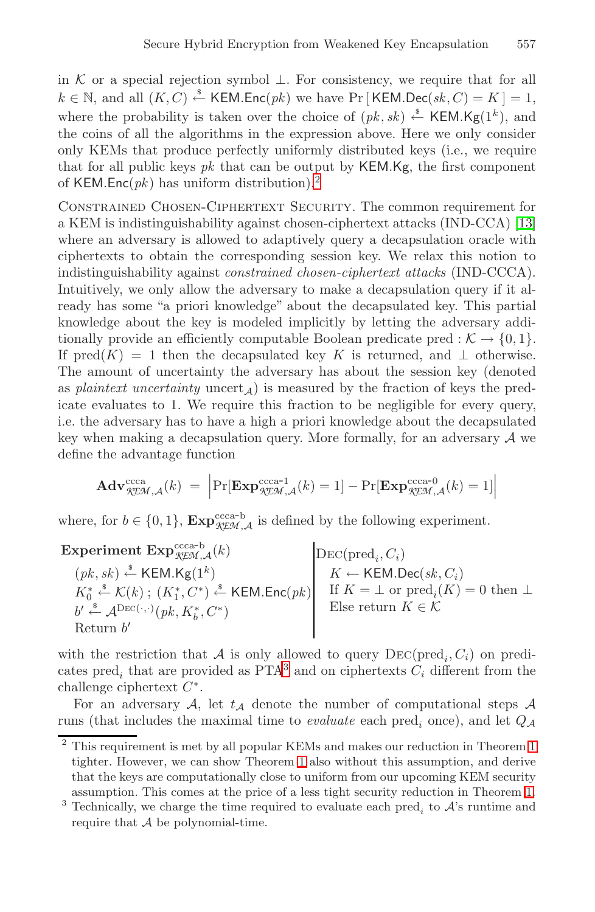in $\mathcal{K}$ or a special rejection symbol $\perp$. For consistency, we require that for all $k \in \mathbb{N}$, and all $(K, C) \xleftarrow{\$} \mathsf{KEM.Enc}(pk)$ we have $\Pr[\,\mathsf{KEM.Dec}(sk, C) = K\,] = 1$, where the probability is taken over the choice of $(pk, sk) \xleftarrow{\$} \mathsf{KEM.Kg}(1^k)$, and the coins of all the algorithms in the expression above. Here we only consider only KEMs that produce perfectly uniformly distributed keys (i.e., we require that for all public keys $pk$ that can be output by $\mathsf{KEM.Kg}$, the first component of $\mathsf{KEM.Enc}(pk)$ has uniform distribution).[2]

Constrained Chosen-Ciphertext Security. The common requirement for a KEM is indistinguishability against chosen-ciphertext attacks (IND-CCA) [13] where an adversary is allowed to adaptively query a decapsulation oracle with ciphertexts to obtain the corresponding session key. We relax this notion to indistinguishability against *constrained chosen-ciphertext attacks* (IND-CCCA). Intuitively, we only allow the adversary to make a decapsulation query if it already has some "a priori knowledge" about the decapsulated key. This partial knowledge about the key is modeled implicitly by letting the adversary additionally provide an efficiently computable Boolean predicate $\mathrm{pred} : \mathcal{K} \to \{0, 1\}$. If $\mathrm{pred}(K) = 1$ then the decapsulated key $K$ is returned, and $\perp$ otherwise. The amount of uncertainty the adversary has about the session key (denoted as *plaintext uncertainty* $\mathrm{uncert}_{\mathcal{A}}$) is measured by the fraction of keys the predicate evaluates to 1. We require this fraction to be negligible for every query, i.e. the adversary has to have a high a priori knowledge about the decapsulated key when making a decapsulation query. More formally, for an adversary $\mathcal{A}$ we define the advantage function

$$\mathbf{Adv}^{\mathrm{ccca}}_{\mathcal{KEM},\mathcal{A}}(k) \;=\; \left|\Pr[\mathbf{Exp}^{\mathrm{ccca\text{-}1}}_{\mathcal{KEM},\mathcal{A}}(k) = 1] - \Pr[\mathbf{Exp}^{\mathrm{ccca\text{-}0}}_{\mathcal{KEM},\mathcal{A}}(k) = 1]\right|$$

where, for $b \in \{0, 1\}$, $\mathbf{Exp}^{\mathrm{ccca\text{-}b}}_{\mathcal{KEM},\mathcal{A}}$ is defined by the following experiment.

**Experiment** $\mathbf{Exp}^{\mathrm{ccca\text{-}b}}_{\mathcal{KEM},\mathcal{A}}(k)$
- $(pk, sk) \xleftarrow{\$} \mathsf{KEM.Kg}(1^k)$
- $K_0^* \xleftarrow{\$} \mathcal{K}(k)$ ; $(K_1^*, C^*) \xleftarrow{\$} \mathsf{KEM.Enc}(pk)$
- $b' \xleftarrow{\$} \mathcal{A}^{\mathrm{Dec}(\cdot,\cdot)}(pk, K_b^*, C^*)$
- Return $b'$

$\mathrm{Dec}(\mathrm{pred}_i, C_i)$
- $K \leftarrow \mathsf{KEM.Dec}(sk, C_i)$
- If $K = \perp$ or $\mathrm{pred}_i(K) = 0$ then $\perp$
- Else return $K \in \mathcal{K}$

with the restriction that $\mathcal{A}$ is only allowed to query $\mathrm{Dec}(\mathrm{pred}_i, C_i)$ on predicates $\mathrm{pred}_i$ that are provided as PTA[3] and on ciphertexts $C_i$ different from the challenge ciphertext $C^*$.

For an adversary $\mathcal{A}$, let $t_{\mathcal{A}}$ denote the number of computational steps $\mathcal{A}$ runs (that includes the maximal time to *evaluate* each $\mathrm{pred}_i$ once), and let $Q_{\mathcal{A}}$

---

[2] This requirement is met by all popular KEMs and makes our reduction in Theorem 1 tighter. However, we can show Theorem 1 also without this assumption, and derive that the keys are computationally close to uniform from our upcoming KEM security assumption. This comes at the price of a less tight security reduction in Theorem 1.

[3] Technically, we charge the time required to evaluate each $\mathrm{pred}_i$ to $\mathcal{A}$'s runtime and require that $\mathcal{A}$ be polynomial-time.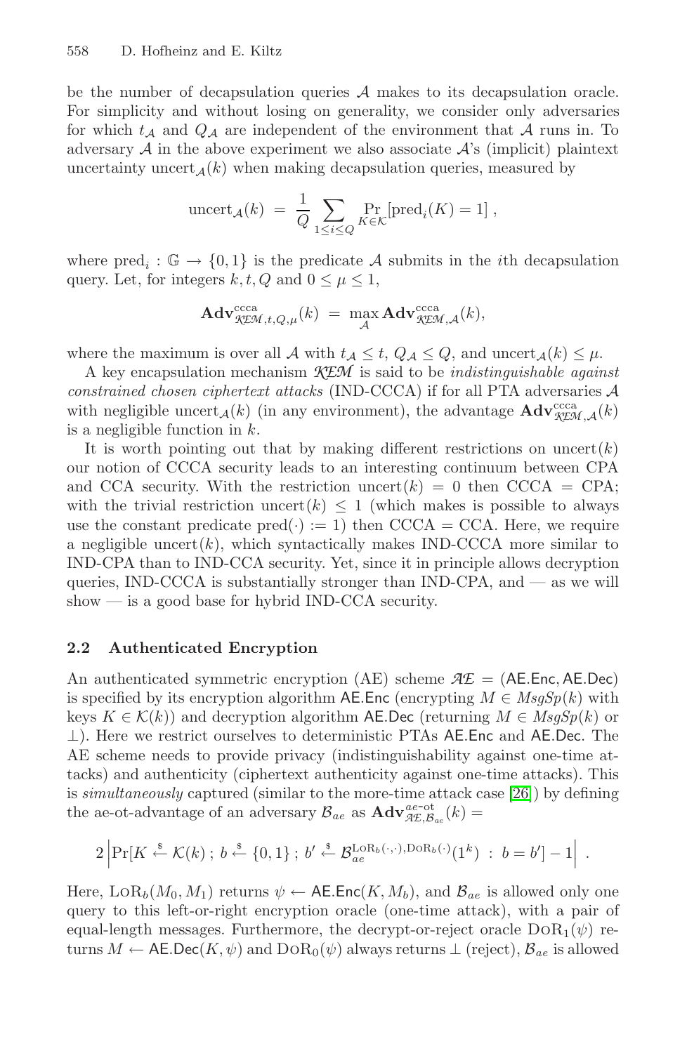be the number of decapsulation queries $\mathcal{A}$ makes to its decapsulation oracle. For simplicity and without losing on generality, we consider only adversaries for which $t_{\mathcal{A}}$ and $Q_{\mathcal{A}}$ are independent of the environment that $\mathcal{A}$ runs in. To adversary $\mathcal{A}$ in the above experiment we also associate $\mathcal{A}$'s (implicit) plaintext uncertainty $\text{uncert}_{\mathcal{A}}(k)$ when making decapsulation queries, measured by

$$\text{uncert}_{\mathcal{A}}(k) \;=\; \frac{1}{Q} \sum_{1 \le i \le Q} \Pr_{K \in \mathcal{K}}[\text{pred}_i(K) = 1] \;,$$

where $\text{pred}_i : \mathbb{G} \to \{0,1\}$ is the predicate $\mathcal{A}$ submits in the $i$th decapsulation query. Let, for integers $k, t, Q$ and $0 \le \mu \le 1$,

$$\mathbf{Adv}^{\text{ccca}}_{\mathcal{KEM},t,Q,\mu}(k) \;=\; \max_{\mathcal{A}} \mathbf{Adv}^{\text{ccca}}_{\mathcal{KEM},\mathcal{A}}(k),$$

where the maximum is over all $\mathcal{A}$ with $t_{\mathcal{A}} \le t$, $Q_{\mathcal{A}} \le Q$, and $\text{uncert}_{\mathcal{A}}(k) \le \mu$.

A key encapsulation mechanism $\mathcal{KEM}$ is said to be *indistinguishable against constrained chosen ciphertext attacks* (IND-CCCA) if for all PTA adversaries $\mathcal{A}$ with negligible $\text{uncert}_{\mathcal{A}}(k)$ (in any environment), the advantage $\mathbf{Adv}^{\text{ccca}}_{\mathcal{KEM},\mathcal{A}}(k)$ is a negligible function in $k$.

It is worth pointing out that by making different restrictions on $\text{uncert}(k)$ our notion of CCCA security leads to an interesting continuum between CPA and CCA security. With the restriction $\text{uncert}(k) = 0$ then CCCA = CPA; with the trivial restriction $\text{uncert}(k) \le 1$ (which makes is possible to always use the constant predicate $\text{pred}(\cdot) := 1$) then CCCA = CCA. Here, we require a negligible $\text{uncert}(k)$, which syntactically makes IND-CCCA more similar to IND-CPA than to IND-CCA security. Yet, since it in principle allows decryption queries, IND-CCCA is substantially stronger than IND-CPA, and — as we will show — is a good base for hybrid IND-CCA security.

### 2.2 Authenticated Encryption

An authenticated symmetric encryption (AE) scheme $\mathcal{AE} = (\mathsf{AE.Enc}, \mathsf{AE.Dec})$ is specified by its encryption algorithm $\mathsf{AE.Enc}$ (encrypting $M \in \mathit{MsgSp}(k)$ with keys $K \in \mathcal{K}(k)$) and decryption algorithm $\mathsf{AE.Dec}$ (returning $M \in \mathit{MsgSp}(k)$ or $\perp$). Here we restrict ourselves to deterministic PTAs $\mathsf{AE.Enc}$ and $\mathsf{AE.Dec}$. The AE scheme needs to provide privacy (indistinguishability against one-time attacks) and authenticity (ciphertext authenticity against one-time attacks). This is *simultaneously* captured (similar to the more-time attack case [26]) by defining the ae-ot-advantage of an adversary $\mathcal{B}_{ae}$ as $\mathbf{Adv}^{ae\text{-ot}}_{\mathcal{AE},\mathcal{B}_{ae}}(k) =$

$$2\left|\Pr[K \stackrel{\$}{\leftarrow} \mathcal{K}(k)\,;\, b \stackrel{\$}{\leftarrow} \{0,1\}\,;\, b' \stackrel{\$}{\leftarrow} \mathcal{B}_{ae}^{\text{LoR}_b(\cdot,\cdot),\text{DoR}_b(\cdot)}(1^k) \;:\; b = b'] - 1\right| \;.$$

Here, $\text{LoR}_b(M_0, M_1)$ returns $\psi \leftarrow \mathsf{AE.Enc}(K, M_b)$, and $\mathcal{B}_{ae}$ is allowed only one query to this left-or-right encryption oracle (one-time attack), with a pair of equal-length messages. Furthermore, the decrypt-or-reject oracle $\text{DoR}_1(\psi)$ returns $M \leftarrow \mathsf{AE.Dec}(K, \psi)$ and $\text{DoR}_0(\psi)$ always returns $\perp$ (reject), $\mathcal{B}_{ae}$ is allowed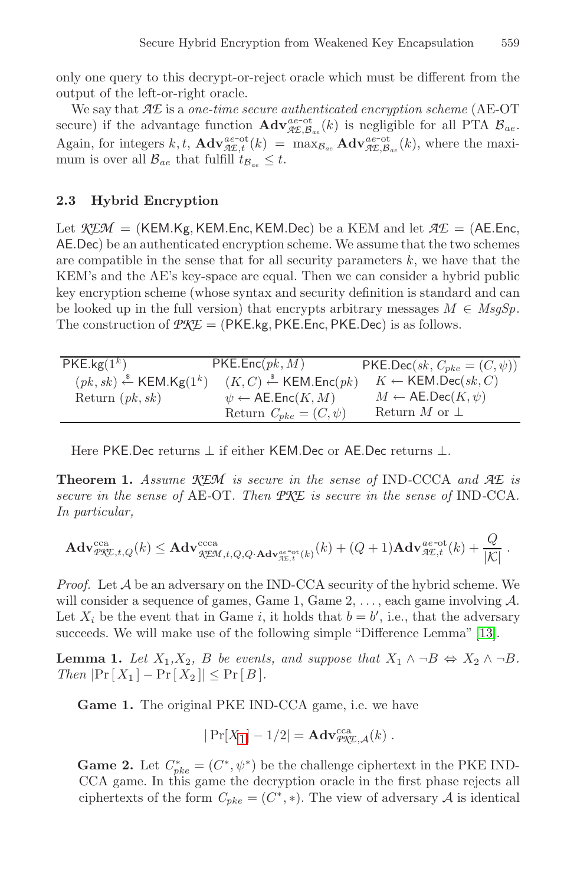only one query to this decrypt-or-reject oracle which must be different from the output of the left-or-right oracle.

We say that $\mathcal{AE}$ is a *one-time secure authenticated encryption scheme* (AE-OT secure) if the advantage function $\mathbf{Adv}^{ae\text{-}ot}_{\mathcal{AE},\mathcal{B}_{ae}}(k)$ is negligible for all PTA $\mathcal{B}_{ae}$. Again, for integers $k,t$, $\mathbf{Adv}^{ae\text{-}ot}_{\mathcal{AE},t}(k) = \max_{\mathcal{B}_{ae}} \mathbf{Adv}^{ae\text{-}ot}_{\mathcal{AE},\mathcal{B}_{ae}}(k)$, where the maximum is over all $\mathcal{B}_{ae}$ that fulfill $t_{\mathcal{B}_{ae}} \leq t$.

### 2.3 Hybrid Encryption

Let $\mathcal{KEM}$ = (KEM.Kg, KEM.Enc, KEM.Dec) be a KEM and let $\mathcal{AE}$ = (AE.Enc, AE.Dec) be an authenticated encryption scheme. We assume that the two schemes are compatible in the sense that for all security parameters $k$, we have that the KEM's and the AE's key-space are equal. Then we can consider a hybrid public key encryption scheme (whose syntax and security definition is standard and can be looked up in the full version) that encrypts arbitrary messages $M \in MsgSp$. The construction of $\mathcal{PKE}$ = (PKE.kg, PKE.Enc, PKE.Dec) is as follows.

| $\mathsf{PKE.kg}(1^k)$ | $\mathsf{PKE.Enc}(pk, M)$ | $\mathsf{PKE.Dec}(sk, C_{pke} = (C, \psi))$ |
|---|---|---|
| $(pk, sk) \xleftarrow{\$} \mathsf{KEM.Kg}(1^k)$ | $(K, C) \xleftarrow{\$} \mathsf{KEM.Enc}(pk)$ | $K \leftarrow \mathsf{KEM.Dec}(sk, C)$ |
| Return $(pk, sk)$ | $\psi \leftarrow \mathsf{AE.Enc}(K, M)$ | $M \leftarrow \mathsf{AE.Dec}(K, \psi)$ |
| | Return $C_{pke} = (C, \psi)$ | Return $M$ or $\perp$ |

Here PKE.Dec returns $\perp$ if either KEM.Dec or AE.Dec returns $\perp$.

**Theorem 1.** *Assume $\mathcal{KEM}$ is secure in the sense of* IND-CCCA *and $\mathcal{AE}$ is secure in the sense of* AE-OT*. Then $\mathcal{PKE}$ is secure in the sense of* IND-CCA*. In particular,*

$$\mathbf{Adv}^{\mathrm{cca}}_{\mathcal{PKE},t,Q}(k) \leq \mathbf{Adv}^{\mathrm{ccca}}_{\mathcal{KEM},t,Q,Q\cdot\mathbf{Adv}^{ae\text{-}ot}_{\mathcal{AE},t}(k)}(k) + (Q+1)\mathbf{Adv}^{ae\text{-}ot}_{\mathcal{AE},t}(k) + \frac{Q}{|\mathcal{K}|} .$$

*Proof.* Let $\mathcal{A}$ be an adversary on the IND-CCA security of the hybrid scheme. We will consider a sequence of games, Game 1, Game 2, ..., each game involving $\mathcal{A}$. Let $X_i$ be the event that in Game $i$, it holds that $b = b'$, i.e., that the adversary succeeds. We will make use of the following simple "Difference Lemma" [13].

**Lemma 1.** *Let $X_1$,$X_2$, $B$ be events, and suppose that $X_1 \wedge \neg B \Leftrightarrow X_2 \wedge \neg B$. Then $|\Pr[X_1] - \Pr[X_2]| \leq \Pr[B]$.*

**Game 1.** The original PKE IND-CCA game, i.e. we have

$$|\Pr[X_1] - 1/2| = \mathbf{Adv}^{\mathrm{cca}}_{\mathcal{PKE},\mathcal{A}}(k) .$$

**Game 2.** Let $C^*_{pke} = (C^*, \psi^*)$ be the challenge ciphertext in the PKE IND-CCA game. In this game the decryption oracle in the first phase rejects all ciphertexts of the form $C_{pke} = (C^*, *)$. The view of adversary $\mathcal{A}$ is identical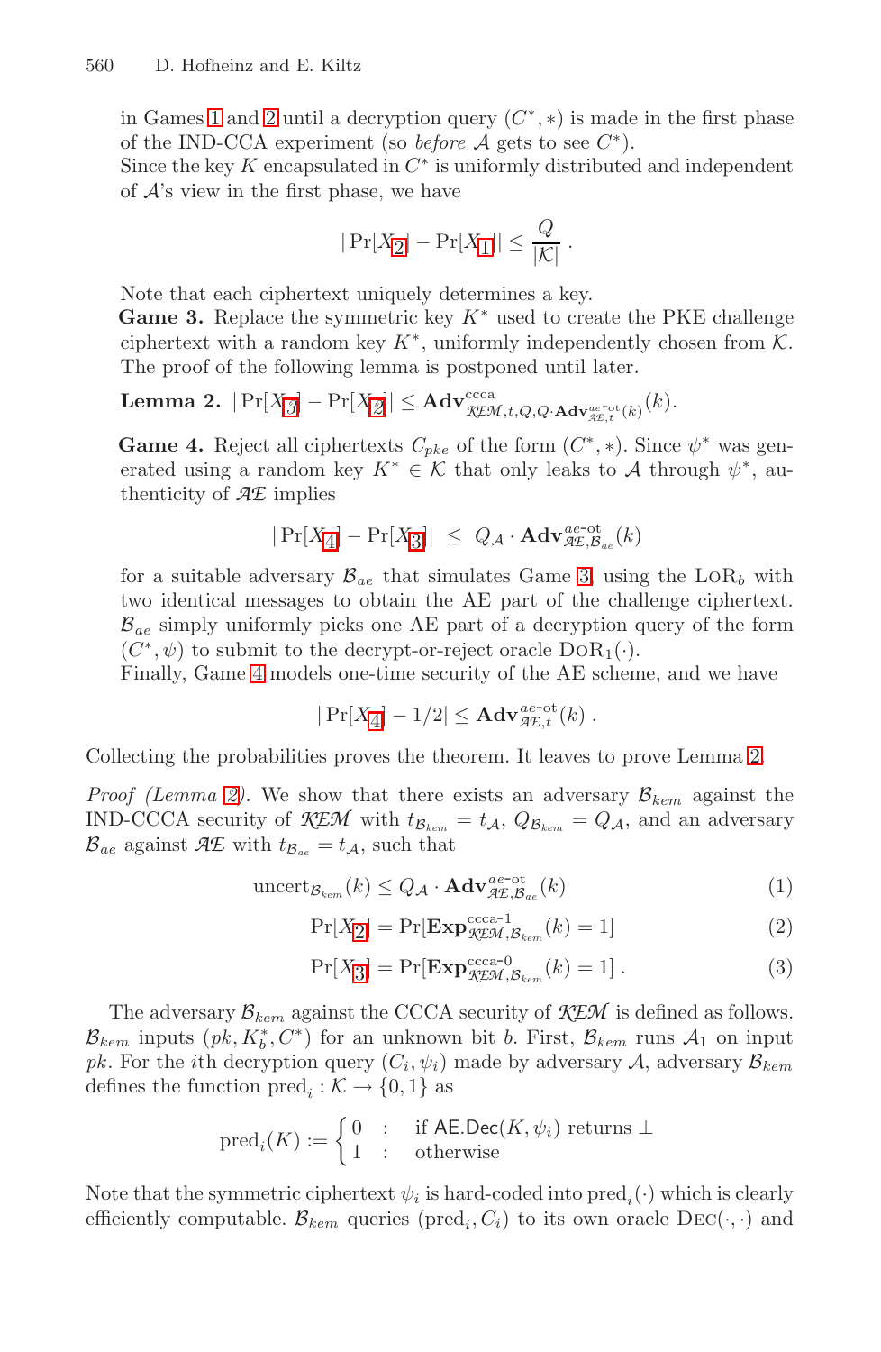in Games 1 and 2 until a decryption query $(C^*, *)$ is made in the first phase of the IND-CCA experiment (so *before* $\mathcal{A}$ gets to see $C^*$).
Since the key $K$ encapsulated in $C^*$ is uniformly distributed and independent of $\mathcal{A}$'s view in the first phase, we have

$$|\Pr[X_2] - \Pr[X_1]| \leq \frac{Q}{|\mathcal{K}|} .$$

Note that each ciphertext uniquely determines a key.

**Game 3.** Replace the symmetric key $K^*$ used to create the PKE challenge ciphertext with a random key $K^*$, uniformly independently chosen from $\mathcal{K}$. The proof of the following lemma is postponed until later.

**Lemma 2.** $|\Pr[X_3] - \Pr[X_2]| \leq \mathbf{Adv}^{\text{ccca}}_{\mathcal{KEM},t,Q,Q\cdot\mathbf{Adv}^{ae\text{-ot}}_{\mathcal{AE},t}(k)}(k)$.

**Game 4.** Reject all ciphertexts $C_{pke}$ of the form $(C^*, *)$. Since $\psi^*$ was generated using a random key $K^* \in \mathcal{K}$ that only leaks to $\mathcal{A}$ through $\psi^*$, authenticity of $\mathcal{AE}$ implies

$$|\Pr[X_4] - \Pr[X_3]| \;\leq\; Q_{\mathcal{A}} \cdot \mathbf{Adv}^{ae\text{-ot}}_{\mathcal{AE},\mathcal{B}_{ae}}(k)$$

for a suitable adversary $\mathcal{B}_{ae}$ that simulates Game 3, using the $\text{LoR}_b$ with two identical messages to obtain the AE part of the challenge ciphertext. $\mathcal{B}_{ae}$ simply uniformly picks one AE part of a decryption query of the form $(C^*, \psi)$ to submit to the decrypt-or-reject oracle $\text{DoR}_1(\cdot)$.
Finally, Game 4 models one-time security of the AE scheme, and we have

$$|\Pr[X_4] - 1/2| \leq \mathbf{Adv}^{ae\text{-ot}}_{\mathcal{AE},t}(k) .$$

Collecting the probabilities proves the theorem. It leaves to prove Lemma 2.

*Proof (Lemma 2).* We show that there exists an adversary $\mathcal{B}_{kem}$ against the IND-CCCA security of $\mathcal{KEM}$ with $t_{\mathcal{B}_{kem}} = t_{\mathcal{A}}$, $Q_{\mathcal{B}_{kem}} = Q_{\mathcal{A}}$, and an adversary $\mathcal{B}_{ae}$ against $\mathcal{AE}$ with $t_{\mathcal{B}_{ae}} = t_{\mathcal{A}}$, such that

$$\text{uncert}_{\mathcal{B}_{kem}}(k) \leq Q_{\mathcal{A}} \cdot \mathbf{Adv}^{ae\text{-ot}}_{\mathcal{AE},\mathcal{B}_{ae}}(k) \tag{1}$$

$$\Pr[X_2] = \Pr[\mathbf{Exp}^{\text{ccca-1}}_{\mathcal{KEM},\mathcal{B}_{kem}}(k) = 1] \tag{2}$$

$$\Pr[X_3] = \Pr[\mathbf{Exp}^{\text{ccca-0}}_{\mathcal{KEM},\mathcal{B}_{kem}}(k) = 1] . \tag{3}$$

The adversary $\mathcal{B}_{kem}$ against the CCCA security of $\mathcal{KEM}$ is defined as follows. $\mathcal{B}_{kem}$ inputs $(pk, K_b^*, C^*)$ for an unknown bit $b$. First, $\mathcal{B}_{kem}$ runs $\mathcal{A}_1$ on input $pk$. For the $i$th decryption query $(C_i, \psi_i)$ made by adversary $\mathcal{A}$, adversary $\mathcal{B}_{kem}$ defines the function $\text{pred}_i : \mathcal{K} \to \{0,1\}$ as

$$\text{pred}_i(K) := \begin{cases} 0 & : \quad \text{if } \mathsf{AE.Dec}(K, \psi_i) \text{ returns } \bot \\ 1 & : \quad \text{otherwise} \end{cases}$$

Note that the symmetric ciphertext $\psi_i$ is hard-coded into $\text{pred}_i(\cdot)$ which is clearly efficiently computable. $\mathcal{B}_{kem}$ queries $(\text{pred}_i, C_i)$ to its own oracle $\text{Dec}(\cdot,\cdot)$ and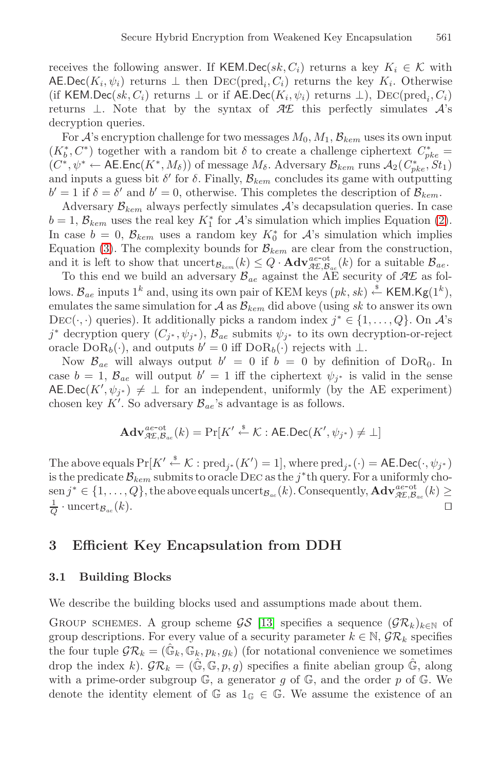receives the following answer. If $\mathsf{KEM.Dec}(sk, C_i)$ returns a key $K_i \in \mathcal{K}$ with $\mathsf{AE.Dec}(K_i, \psi_i)$ returns $\perp$ then $\text{Dec}(\text{pred}_i, C_i)$ returns the key $K_i$. Otherwise (if $\mathsf{KEM.Dec}(sk, C_i)$ returns $\perp$ or if $\mathsf{AE.Dec}(K_i, \psi_i)$ returns $\perp$), $\text{Dec}(\text{pred}_i, C_i)$ returns $\perp$. Note that by the syntax of $\mathcal{AE}$ this perfectly simulates $\mathcal{A}$'s decryption queries.

For $\mathcal{A}$'s encryption challenge for two messages $M_0, M_1$, $\mathcal{B}_{kem}$ uses its own input $(K_b^*, C^*)$ together with a random bit $\delta$ to create a challenge ciphertext $C_{pke}^* = (C^*, \psi^* \leftarrow \mathsf{AE.Enc}(K^*, M_\delta))$ of message $M_\delta$. Adversary $\mathcal{B}_{kem}$ runs $\mathcal{A}_2(C_{pke}^*, St_1)$ and inputs a guess bit $\delta'$ for $\delta$. Finally, $\mathcal{B}_{kem}$ concludes its game with outputting $b' = 1$ if $\delta = \delta'$ and $b' = 0$, otherwise. This completes the description of $\mathcal{B}_{kem}$.

Adversary $\mathcal{B}_{kem}$ always perfectly simulates $\mathcal{A}$'s decapsulation queries. In case $b = 1$, $\mathcal{B}_{kem}$ uses the real key $K_1^*$ for $\mathcal{A}$'s simulation which implies Equation (2). In case $b = 0$, $\mathcal{B}_{kem}$ uses a random key $K_0^*$ for $\mathcal{A}$'s simulation which implies Equation (3). The complexity bounds for $\mathcal{B}_{kem}$ are clear from the construction, and it is left to show that $\text{uncert}_{\mathcal{B}_{kem}}(k) \le Q \cdot \mathbf{Adv}^{ae\text{-}ot}_{\mathcal{AE},\mathcal{B}_{ae}}(k)$ for a suitable $\mathcal{B}_{ae}$.

To this end we build an adversary $\mathcal{B}_{ae}$ against the AE security of $\mathcal{AE}$ as follows. $\mathcal{B}_{ae}$ inputs $1^k$ and, using its own pair of KEM keys $(pk, sk) \stackrel{\$}{\leftarrow} \mathsf{KEM.Kg}(1^k)$, emulates the same simulation for $\mathcal{A}$ as $\mathcal{B}_{kem}$ did above (using $sk$ to answer its own $\text{Dec}(\cdot,\cdot)$ queries). It additionally picks a random index $j^* \in \{1, \ldots, Q\}$. On $\mathcal{A}$'s $j^*$ decryption query $(C_{j^*}, \psi_{j^*})$, $\mathcal{B}_{ae}$ submits $\psi_{j^*}$ to its own decryption-or-reject oracle $\text{DoR}_b(\cdot)$, and outputs $b' = 0$ iff $\text{DoR}_b(\cdot)$ rejects with $\perp$.

Now $\mathcal{B}_{ae}$ will always output $b' = 0$ if $b = 0$ by definition of $\text{DoR}_0$. In case $b = 1$, $\mathcal{B}_{ae}$ will output $b' = 1$ iff the ciphertext $\psi_{j^*}$ is valid in the sense $\mathsf{AE.Dec}(K', \psi_{j^*}) \neq \perp$ for an independent, uniformly (by the AE experiment) chosen key $K'$. So adversary $\mathcal{B}_{ae}$'s advantage is as follows.

$$\mathbf{Adv}^{ae\text{-}ot}_{\mathcal{AE},\mathcal{B}_{ae}}(k) = \Pr[K' \stackrel{\$}{\leftarrow} \mathcal{K} : \mathsf{AE.Dec}(K', \psi_{j^*}) \neq \perp]$$

The above equals $\Pr[K' \stackrel{\$}{\leftarrow} \mathcal{K} : \text{pred}_{j^*}(K') = 1]$, where $\text{pred}_{j^*}(\cdot) = \mathsf{AE.Dec}(\cdot, \psi_{j^*})$ is the predicate $\mathcal{B}_{kem}$ submits to oracle $\text{Dec}$ as the $j^*$th query. For a uniformly chosen $j^* \in \{1, \ldots, Q\}$, the above equals $\text{uncert}_{\mathcal{B}_{ae}}(k)$. Consequently, $\mathbf{Adv}^{ae\text{-}ot}_{\mathcal{AE},\mathcal{B}_{ae}}(k) \ge \frac{1}{Q} \cdot \text{uncert}_{\mathcal{B}_{ae}}(k)$. □

## 3 Efficient Key Encapsulation from DDH

### 3.1 Building Blocks

We describe the building blocks used and assumptions made about them.

Group schemes. A group scheme $\mathcal{GS}$ [13] specifies a sequence $(\mathcal{GR}_k)_{k \in \mathbb{N}}$ of group descriptions. For every value of a security parameter $k \in \mathbb{N}$, $\mathcal{GR}_k$ specifies the four tuple $\mathcal{GR}_k = (\hat{\mathbb{G}}_k, \mathbb{G}_k, p_k, g_k)$ (for notational convenience we sometimes drop the index $k$). $\mathcal{GR}_k = (\hat{\mathbb{G}}, \mathbb{G}, p, g)$ specifies a finite abelian group $\hat{\mathbb{G}}$, along with a prime-order subgroup $\mathbb{G}$, a generator $g$ of $\mathbb{G}$, and the order $p$ of $\mathbb{G}$. We denote the identity element of $\mathbb{G}$ as $1_{\mathbb{G}} \in \mathbb{G}$. We assume the existence of an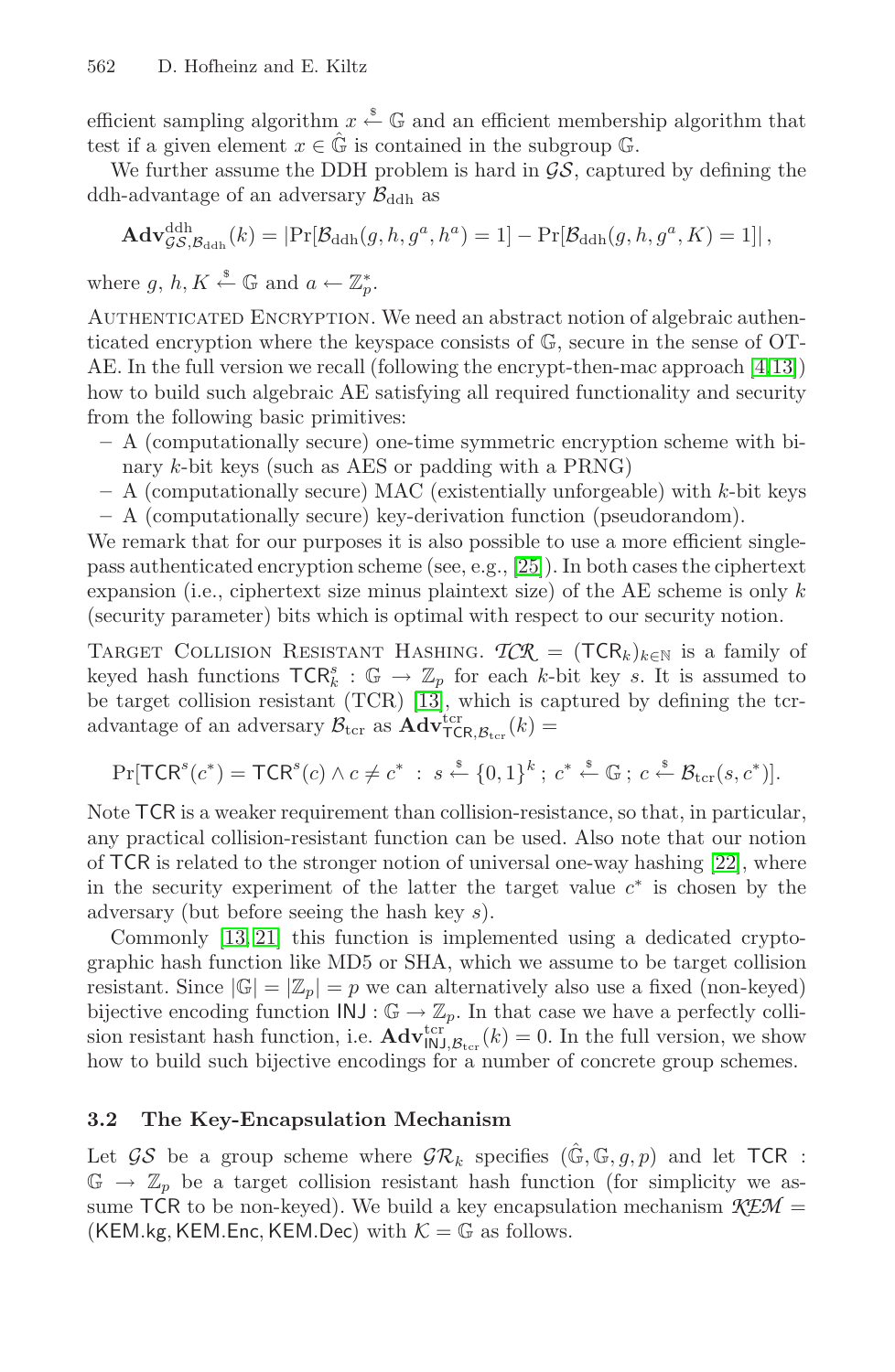efficient sampling algorithm $x \stackrel{\$}{\leftarrow} \mathbb{G}$ and an efficient membership algorithm that test if a given element $x \in \hat{\mathbb{G}}$ is contained in the subgroup $\mathbb{G}$.

We further assume the DDH problem is hard in $\mathcal{GS}$, captured by defining the ddh-advantage of an adversary $\mathcal{B}_{\rm ddh}$ as

$$\mathbf{Adv}^{\rm ddh}_{\mathcal{GS},\mathcal{B}_{\rm ddh}}(k) = |\Pr[\mathcal{B}_{\rm ddh}(g, h, g^a, h^a) = 1] - \Pr[\mathcal{B}_{\rm ddh}(g, h, g^a, K) = 1]|,$$

where $g$, $h, K \stackrel{\$}{\leftarrow} \mathbb{G}$ and $a \leftarrow \mathbb{Z}_p^*$.

Authenticated Encryption. We need an abstract notion of algebraic authenticated encryption where the keyspace consists of $\mathbb{G}$, secure in the sense of OT-AE. In the full version we recall (following the encrypt-then-mac approach [4,13]) how to build such algebraic AE satisfying all required functionality and security from the following basic primitives:

- A (computationally secure) one-time symmetric encryption scheme with binary $k$-bit keys (such as AES or padding with a PRNG)
- A (computationally secure) MAC (existentially unforgeable) with $k$-bit keys
- A (computationally secure) key-derivation function (pseudorandom).

We remark that for our purposes it is also possible to use a more efficient single-pass authenticated encryption scheme (see, e.g., [25]). In both cases the ciphertext expansion (i.e., ciphertext size minus plaintext size) of the AE scheme is only $k$ (security parameter) bits which is optimal with respect to our security notion.

Target Collision Resistant Hashing. $\mathcal{TCR} = (\mathsf{TCR}_k)_{k\in\mathbb{N}}$ is a family of keyed hash functions $\mathsf{TCR}_k^s : \mathbb{G} \to \mathbb{Z}_p$ for each $k$-bit key $s$. It is assumed to be target collision resistant (TCR) [13], which is captured by defining the tcr-advantage of an adversary $\mathcal{B}_{\rm tcr}$ as $\mathbf{Adv}^{\rm tcr}_{\mathsf{TCR},\mathcal{B}_{\rm tcr}}(k) =$

$$\Pr[\mathsf{TCR}^s(c^*) = \mathsf{TCR}^s(c) \wedge c \neq c^* \;:\; s \stackrel{\$}{\leftarrow} \{0,1\}^k \,;\, c^* \stackrel{\$}{\leftarrow} \mathbb{G} \,;\, c \stackrel{\$}{\leftarrow} \mathcal{B}_{\rm tcr}(s, c^*)].$$

Note $\mathsf{TCR}$ is a weaker requirement than collision-resistance, so that, in particular, any practical collision-resistant function can be used. Also note that our notion of $\mathsf{TCR}$ is related to the stronger notion of universal one-way hashing [22], where in the security experiment of the latter the target value $c^*$ is chosen by the adversary (but before seeing the hash key $s$).

Commonly [13,21] this function is implemented using a dedicated cryptographic hash function like MD5 or SHA, which we assume to be target collision resistant. Since $|\mathbb{G}| = |\mathbb{Z}_p| = p$ we can alternatively also use a fixed (non-keyed) bijective encoding function $\mathsf{INJ} : \mathbb{G} \to \mathbb{Z}_p$. In that case we have a perfectly collision resistant hash function, i.e. $\mathbf{Adv}^{\rm tcr}_{\mathsf{INJ},\mathcal{B}_{\rm tcr}}(k) = 0$. In the full version, we show how to build such bijective encodings for a number of concrete group schemes.

### 3.2 The Key-Encapsulation Mechanism

Let $\mathcal{GS}$ be a group scheme where $\mathcal{GR}_k$ specifies $(\hat{\mathbb{G}}, \mathbb{G}, g, p)$ and let $\mathsf{TCR} : \mathbb{G} \to \mathbb{Z}_p$ be a target collision resistant hash function (for simplicity we assume $\mathsf{TCR}$ to be non-keyed). We build a key encapsulation mechanism $\mathcal{KEM} = (\mathsf{KEM.kg}, \mathsf{KEM.Enc}, \mathsf{KEM.Dec})$ with $\mathcal{K} = \mathbb{G}$ as follows.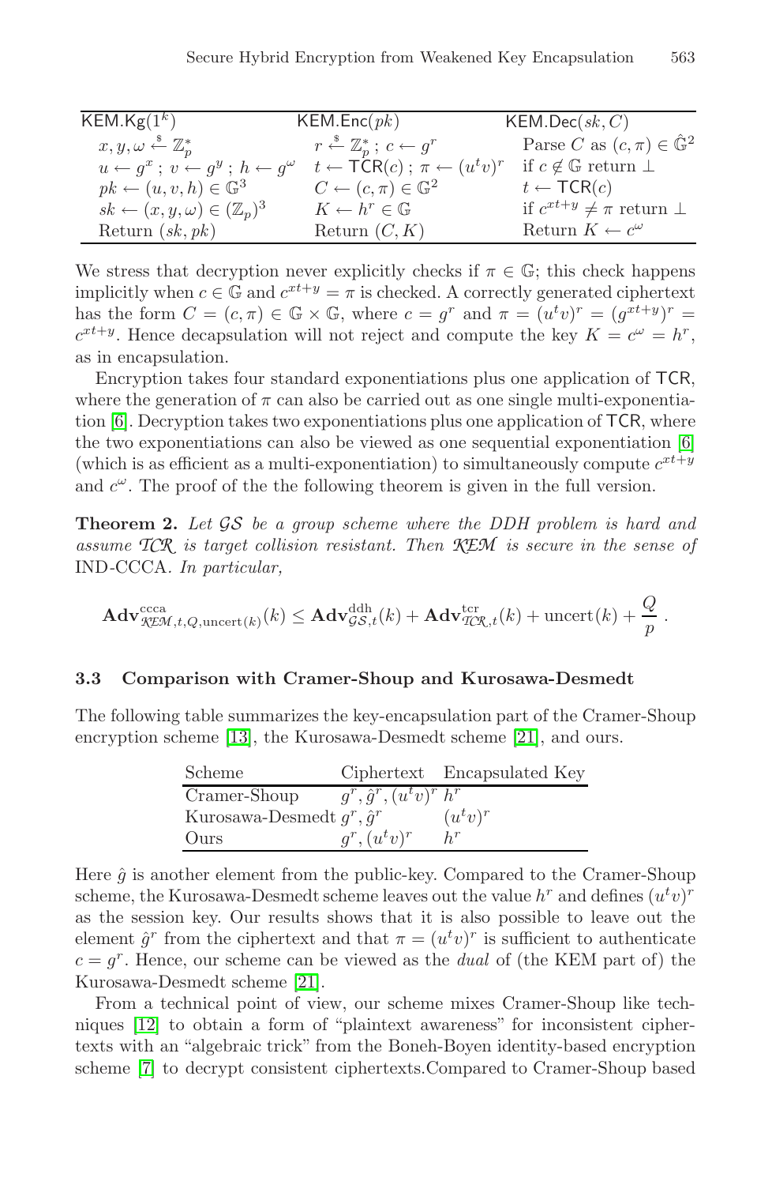| $\mathsf{KEM.Kg}(1^k)$ | $\mathsf{KEM.Enc}(pk)$ | $\mathsf{KEM.Dec}(sk, C)$ |
|---|---|---|
| $x, y, \omega \overset{\$}{\leftarrow} \mathbb{Z}_p^*$ | $r \overset{\$}{\leftarrow} \mathbb{Z}_p^*$ ; $c \leftarrow g^r$ | Parse $C$ as $(c, \pi) \in \hat{\mathbb{G}}^2$ |
| $u \leftarrow g^x$ ; $v \leftarrow g^y$ ; $h \leftarrow g^\omega$ | $t \leftarrow \mathsf{TCR}(c)$ ; $\pi \leftarrow (u^t v)^r$ | if $c \notin \mathbb{G}$ return $\perp$ |
| $pk \leftarrow (u, v, h) \in \mathbb{G}^3$ | $C \leftarrow (c, \pi) \in \mathbb{G}^2$ | $t \leftarrow \mathsf{TCR}(c)$ |
| $sk \leftarrow (x, y, \omega) \in (\mathbb{Z}_p)^3$ | $K \leftarrow h^r \in \mathbb{G}$ | if $c^{xt+y} \neq \pi$ return $\perp$ |
| Return $(sk, pk)$ | Return $(C, K)$ | Return $K \leftarrow c^\omega$ |

We stress that decryption never explicitly checks if $\pi \in \mathbb{G}$; this check happens implicitly when $c \in \mathbb{G}$ and $c^{xt+y} = \pi$ is checked. A correctly generated ciphertext has the form $C = (c, \pi) \in \mathbb{G} \times \mathbb{G}$, where $c = g^r$ and $\pi = (u^t v)^r = (g^{xt+y})^r = c^{xt+y}$. Hence decapsulation will not reject and compute the key $K = c^\omega = h^r$, as in encapsulation.

Encryption takes four standard exponentiations plus one application of TCR, where the generation of $\pi$ can also be carried out as one single multi-exponentiation [6]. Decryption takes two exponentiations plus one application of TCR, where the two exponentiations can also be viewed as one sequential exponentiation [6] (which is as efficient as a multi-exponentiation) to simultaneously compute $c^{xt+y}$ and $c^\omega$. The proof of the the following theorem is given in the full version.

**Theorem 2.** *Let $\mathcal{GS}$ be a group scheme where the DDH problem is hard and assume $\mathcal{TCR}$ is target collision resistant. Then $\mathcal{KEM}$ is secure in the sense of* IND-CCCA*. In particular,*

$$\mathbf{Adv}^{\mathrm{ccca}}_{\mathcal{KEM},t,Q,\mathrm{uncert}(k)}(k) \leq \mathbf{Adv}^{\mathrm{ddh}}_{\mathcal{GS},t}(k) + \mathbf{Adv}^{\mathrm{tcr}}_{\mathcal{TCR},t}(k) + \mathrm{uncert}(k) + \frac{Q}{p} .$$

### 3.3 Comparison with Cramer-Shoup and Kurosawa-Desmedt

The following table summarizes the key-encapsulation part of the Cramer-Shoup encryption scheme [13], the Kurosawa-Desmedt scheme [21], and ours.

| Scheme | Ciphertext | Encapsulated Key |
|---|---|---|
| Cramer-Shoup | $g^r, \hat{g}^r, (u^t v)^r$ | $h^r$ |
| Kurosawa-Desmedt | $g^r, \hat{g}^r$ | $(u^t v)^r$ |
| Ours | $g^r, (u^t v)^r$ | $h^r$ |

Here $\hat{g}$ is another element from the public-key. Compared to the Cramer-Shoup scheme, the Kurosawa-Desmedt scheme leaves out the value $h^r$ and defines $(u^t v)^r$ as the session key. Our results shows that it is also possible to leave out the element $\hat{g}^r$ from the ciphertext and that $\pi = (u^t v)^r$ is sufficient to authenticate $c = g^r$. Hence, our scheme can be viewed as the *dual* of (the KEM part of) the Kurosawa-Desmedt scheme [21].

From a technical point of view, our scheme mixes Cramer-Shoup like techniques [12] to obtain a form of "plaintext awareness" for inconsistent ciphertexts with an "algebraic trick" from the Boneh-Boyen identity-based encryption scheme [7] to decrypt consistent ciphertexts.Compared to Cramer-Shoup based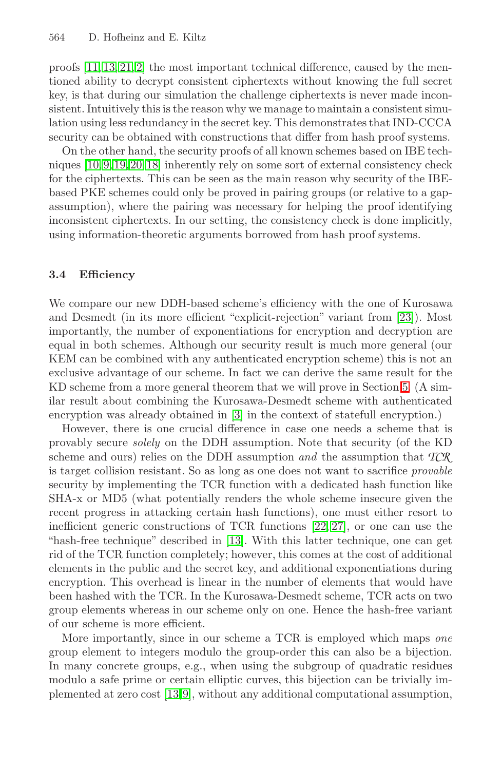proofs [11,13,21,2] the most important technical difference, caused by the mentioned ability to decrypt consistent ciphertexts without knowing the full secret key, is that during our simulation the challenge ciphertexts is never made inconsistent. Intuitively this is the reason why we manage to maintain a consistent simulation using less redundancy in the secret key. This demonstrates that IND-CCCA security can be obtained with constructions that differ from hash proof systems.

On the other hand, the security proofs of all known schemes based on IBE techniques [10,9,19,20,18] inherently rely on some sort of external consistency check for the ciphertexts. This can be seen as the main reason why security of the IBE-based PKE schemes could only be proved in pairing groups (or relative to a gap-assumption), where the pairing was necessary for helping the proof identifying inconsistent ciphertexts. In our setting, the consistency check is done implicitly, using information-theoretic arguments borrowed from hash proof systems.

### 3.4 Efficiency

We compare our new DDH-based scheme's efficiency with the one of Kurosawa and Desmedt (in its more efficient "explicit-rejection" variant from [23]). Most importantly, the number of exponentiations for encryption and decryption are equal in both schemes. Although our security result is much more general (our KEM can be combined with any authenticated encryption scheme) this is not an exclusive advantage of our scheme. In fact we can derive the same result for the KD scheme from a more general theorem that we will prove in Section 5. (A similar result about combining the Kurosawa-Desmedt scheme with authenticated encryption was already obtained in [3] in the context of statefull encryption.)

However, there is one crucial difference in case one needs a scheme that is provably secure *solely* on the DDH assumption. Note that security (of the KD scheme and ours) relies on the DDH assumption *and* the assumption that $\mathcal{TCR}$ is target collision resistant. So as long as one does not want to sacrifice *provable* security by implementing the TCR function with a dedicated hash function like SHA-x or MD5 (what potentially renders the whole scheme insecure given the recent progress in attacking certain hash functions), one must either resort to inefficient generic constructions of TCR functions [22,27], or one can use the "hash-free technique" described in [13]. With this latter technique, one can get rid of the TCR function completely; however, this comes at the cost of additional elements in the public and the secret key, and additional exponentiations during encryption. This overhead is linear in the number of elements that would have been hashed with the TCR. In the Kurosawa-Desmedt scheme, TCR acts on two group elements whereas in our scheme only on one. Hence the hash-free variant of our scheme is more efficient.

More importantly, since in our scheme a TCR is employed which maps *one* group element to integers modulo the group-order this can also be a bijection. In many concrete groups, e.g., when using the subgroup of quadratic residues modulo a safe prime or certain elliptic curves, this bijection can be trivially implemented at zero cost [13,9], without any additional computational assumption,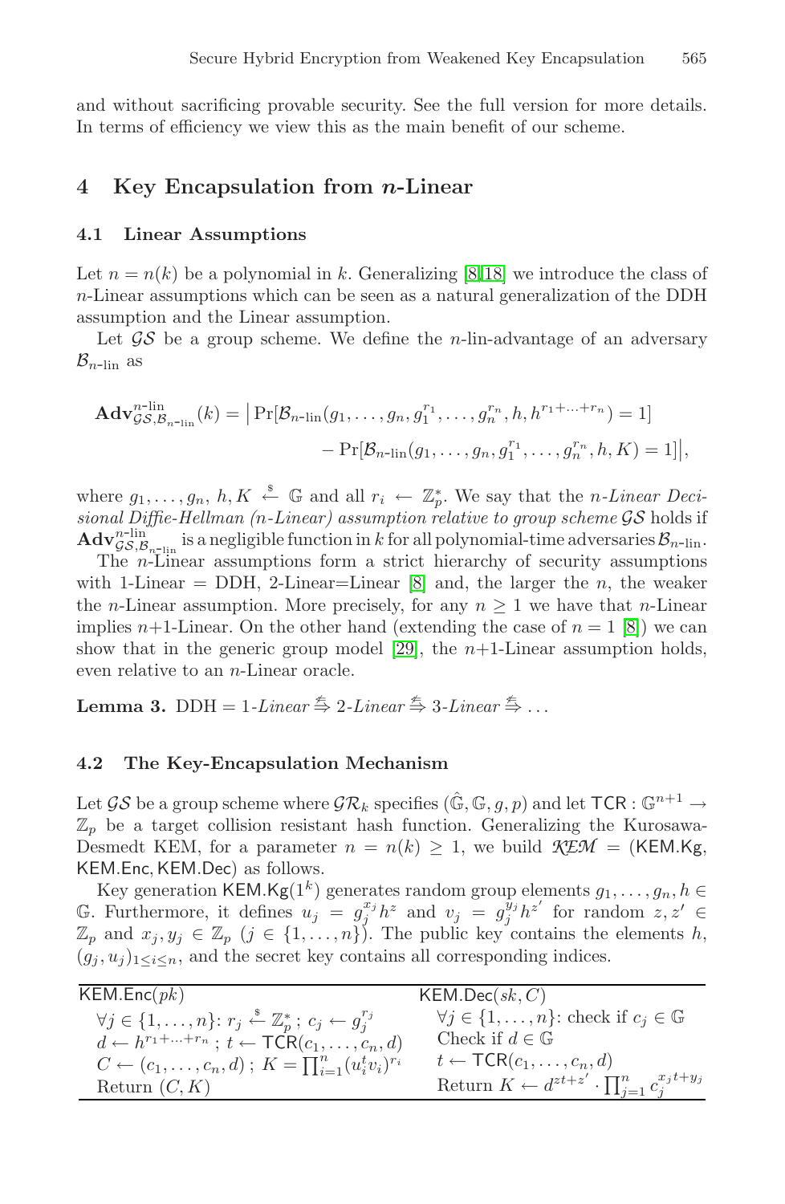and without sacrificing provable security. See the full version for more details. In terms of efficiency we view this as the main benefit of our scheme.

## 4 Key Encapsulation from *n*-Linear

### 4.1 Linear Assumptions

Let $n = n(k)$ be a polynomial in $k$. Generalizing [8,18] we introduce the class of $n$-Linear assumptions which can be seen as a natural generalization of the DDH assumption and the Linear assumption.

Let $\mathcal{GS}$ be a group scheme. We define the $n$-lin-advantage of an adversary $\mathcal{B}_{n\text{-lin}}$ as

$$\mathbf{Adv}^{n\text{-lin}}_{\mathcal{GS},\mathcal{B}_{n\text{-lin}}}(k) = \big|\Pr[\mathcal{B}_{n\text{-lin}}(g_1,\ldots,g_n,g_1^{r_1},\ldots,g_n^{r_n},h,h^{r_1+\ldots+r_n}) = 1] \\ - \Pr[\mathcal{B}_{n\text{-lin}}(g_1,\ldots,g_n,g_1^{r_1},\ldots,g_n^{r_n},h,K) = 1]\big|,$$

where $g_1,\ldots,g_n,h,K \stackrel{\$}{\leftarrow} \mathbb{G}$ and all $r_i \leftarrow \mathbb{Z}_p^*$. We say that the *$n$-Linear Decisional Diffie-Hellman ($n$-Linear) assumption relative to group scheme $\mathcal{GS}$* holds if $\mathbf{Adv}^{n\text{-lin}}_{\mathcal{GS},\mathcal{B}_{n\text{-lin}}}$ is a negligible function in $k$ for all polynomial-time adversaries $\mathcal{B}_{n\text{-lin}}$.

The $n$-Linear assumptions form a strict hierarchy of security assumptions with 1-Linear = DDH, 2-Linear=Linear [8] and, the larger the $n$, the weaker the $n$-Linear assumption. More precisely, for any $n \geq 1$ we have that $n$-Linear implies $n$+1-Linear. On the other hand (extending the case of $n = 1$ [8]) we can show that in the generic group model [29], the $n$+1-Linear assumption holds, even relative to an $n$-Linear oracle.

**Lemma 3.** DDH $=$ 1-*Linear* $\stackrel{\not\Leftarrow}{\Rightarrow}$ 2-*Linear* $\stackrel{\not\Leftarrow}{\Rightarrow}$ 3-*Linear* $\stackrel{\not\Leftarrow}{\Rightarrow} \ldots$

### 4.2 The Key-Encapsulation Mechanism

Let $\mathcal{GS}$ be a group scheme where $\mathcal{GR}_k$ specifies $(\hat{\mathbb{G}},\mathbb{G},g,p)$ and let $\mathsf{TCR} : \mathbb{G}^{n+1} \to \mathbb{Z}_p$ be a target collision resistant hash function. Generalizing the Kurosawa-Desmedt KEM, for a parameter $n = n(k) \geq 1$, we build $\mathcal{KEM} = (\mathsf{KEM.Kg}, \mathsf{KEM.Enc}, \mathsf{KEM.Dec})$ as follows.

Key generation $\mathsf{KEM.Kg}(1^k)$ generates random group elements $g_1,\ldots,g_n,h \in \mathbb{G}$. Furthermore, it defines $u_j = g_j^{x_j} h^z$ and $v_j = g_j^{y_j} h^{z'}$ for random $z,z' \in \mathbb{Z}_p$ and $x_j,y_j \in \mathbb{Z}_p$ ($j \in \{1,\ldots,n\}$). The public key contains the elements $h$, $(g_j,u_j)_{1\leq i\leq n}$, and the secret key contains all corresponding indices.

| $\mathsf{KEM.Enc}(pk)$ | $\mathsf{KEM.Dec}(sk,C)$ |
|---|---|
| $\forall j \in \{1,\ldots,n\}$: $r_j \stackrel{\$}{\leftarrow} \mathbb{Z}_p^*$ ; $c_j \leftarrow g_j^{r_j}$ | $\forall j \in \{1,\ldots,n\}$: check if $c_j \in \mathbb{G}$ |
| $d \leftarrow h^{r_1+\ldots+r_n}$ ; $t \leftarrow \mathsf{TCR}(c_1,\ldots,c_n,d)$ | Check if $d \in \mathbb{G}$ |
| $C \leftarrow (c_1,\ldots,c_n,d)$ ; $K = \prod_{i=1}^n (u_i^t v_i)^{r_i}$ | $t \leftarrow \mathsf{TCR}(c_1,\ldots,c_n,d)$ |
| Return $(C,K)$ | Return $K \leftarrow d^{zt+z'} \cdot \prod_{j=1}^n c_j^{x_j t+y_j}$ |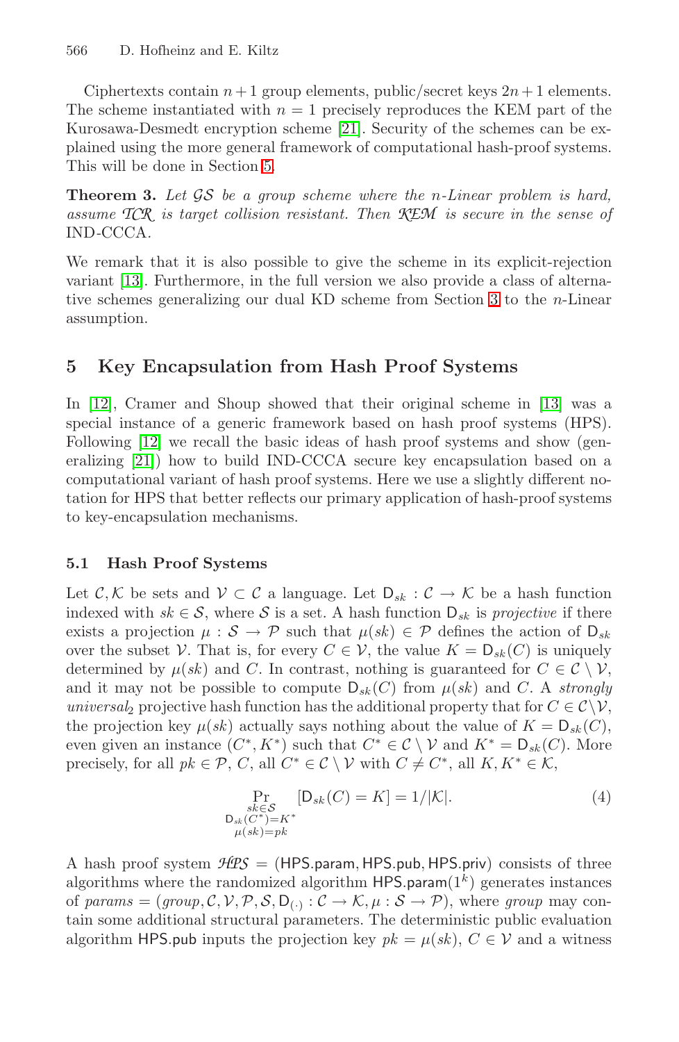Ciphertexts contain $n+1$ group elements, public/secret keys $2n+1$ elements. The scheme instantiated with $n=1$ precisely reproduces the KEM part of the Kurosawa-Desmedt encryption scheme [21]. Security of the schemes can be explained using the more general framework of computational hash-proof systems. This will be done in Section 5.

**Theorem 3.** *Let $\mathcal{GS}$ be a group scheme where the $n$-Linear problem is hard, assume $\mathcal{TCR}$ is target collision resistant. Then $\mathcal{KEM}$ is secure in the sense of* IND-CCCA.

We remark that it is also possible to give the scheme in its explicit-rejection variant [13]. Furthermore, in the full version we also provide a class of alternative schemes generalizing our dual KD scheme from Section 3 to the $n$-Linear assumption.

## 5 Key Encapsulation from Hash Proof Systems

In [12], Cramer and Shoup showed that their original scheme in [13] was a special instance of a generic framework based on hash proof systems (HPS). Following [12] we recall the basic ideas of hash proof systems and show (generalizing [21]) how to build IND-CCCA secure key encapsulation based on a computational variant of hash proof systems. Here we use a slightly different notation for HPS that better reflects our primary application of hash-proof systems to key-encapsulation mechanisms.

### 5.1 Hash Proof Systems

Let $\mathcal{C}, \mathcal{K}$ be sets and $\mathcal{V} \subset \mathcal{C}$ a language. Let $\mathsf{D}_{sk} : \mathcal{C} \to \mathcal{K}$ be a hash function indexed with $sk \in \mathcal{S}$, where $\mathcal{S}$ is a set. A hash function $\mathsf{D}_{sk}$ is *projective* if there exists a projection $\mu : \mathcal{S} \to \mathcal{P}$ such that $\mu(sk) \in \mathcal{P}$ defines the action of $\mathsf{D}_{sk}$ over the subset $\mathcal{V}$. That is, for every $C \in \mathcal{V}$, the value $K = \mathsf{D}_{sk}(C)$ is uniquely determined by $\mu(sk)$ and $C$. In contrast, nothing is guaranteed for $C \in \mathcal{C} \setminus \mathcal{V}$, and it may not be possible to compute $\mathsf{D}_{sk}(C)$ from $\mu(sk)$ and $C$. A *strongly universal*$_2$ projective hash function has the additional property that for $C \in \mathcal{C} \setminus \mathcal{V}$, the projection key $\mu(sk)$ actually says nothing about the value of $K = \mathsf{D}_{sk}(C)$, even given an instance $(C^*, K^*)$ such that $C^* \in \mathcal{C} \setminus \mathcal{V}$ and $K^* = \mathsf{D}_{sk}(C)$. More precisely, for all $pk \in \mathcal{P}$, $C$, all $C^* \in \mathcal{C} \setminus \mathcal{V}$ with $C \neq C^*$, all $K, K^* \in \mathcal{K}$,

$$\Pr_{\substack{sk \in \mathcal{S} \\ \mathsf{D}_{sk}(C^*) = K^* \\ \mu(sk) = pk}} [\mathsf{D}_{sk}(C) = K] = 1/|\mathcal{K}|. \tag{4}$$

A hash proof system $\mathcal{HPS} = (\mathsf{HPS.param}, \mathsf{HPS.pub}, \mathsf{HPS.priv})$ consists of three algorithms where the randomized algorithm $\mathsf{HPS.param}(1^k)$ generates instances of *params* $= (group, \mathcal{C}, \mathcal{V}, \mathcal{P}, \mathcal{S}, \mathsf{D}_{(\cdot)} : \mathcal{C} \to \mathcal{K}, \mu : \mathcal{S} \to \mathcal{P})$, where *group* may contain some additional structural parameters. The deterministic public evaluation algorithm $\mathsf{HPS.pub}$ inputs the projection key $pk = \mu(sk)$, $C \in \mathcal{V}$ and a witness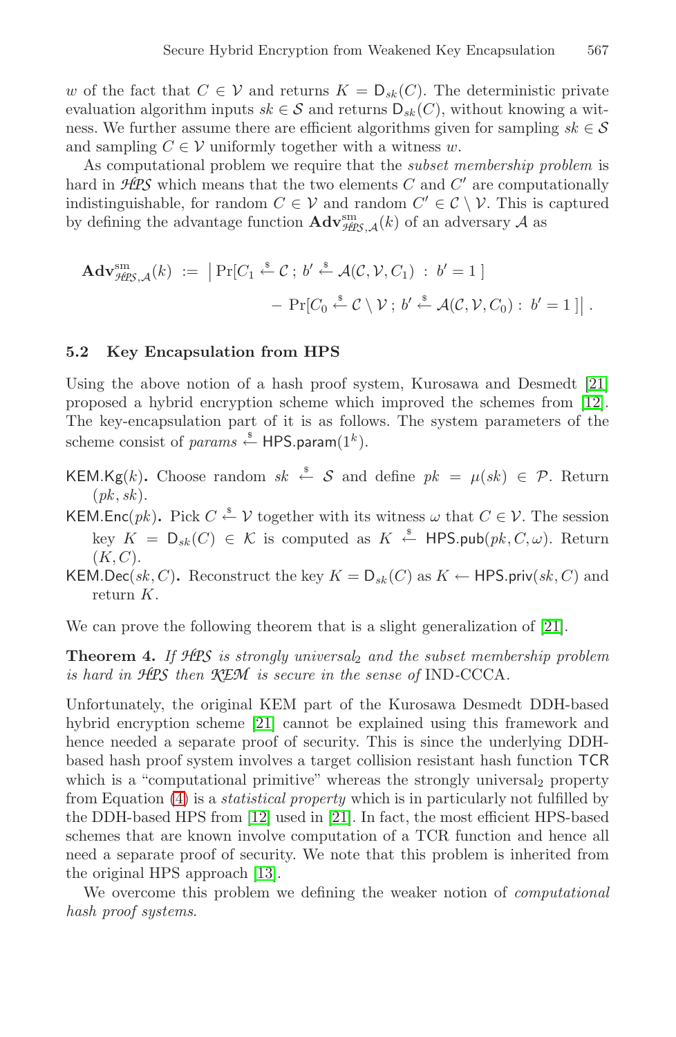$w$ of the fact that $C \in \mathcal{V}$ and returns $K = \mathsf{D}_{sk}(C)$. The deterministic private evaluation algorithm inputs $sk \in \mathcal{S}$ and returns $\mathsf{D}_{sk}(C)$, without knowing a witness. We further assume there are efficient algorithms given for sampling $sk \in \mathcal{S}$ and sampling $C \in \mathcal{V}$ uniformly together with a witness $w$.

As computational problem we require that the *subset membership problem* is hard in $\mathcal{HPS}$ which means that the two elements $C$ and $C'$ are computationally indistinguishable, for random $C \in \mathcal{V}$ and random $C' \in \mathcal{C} \setminus \mathcal{V}$. This is captured by defining the advantage function $\mathbf{Adv}^{\mathrm{sm}}_{\mathcal{HPS},\mathcal{A}}(k)$ of an adversary $\mathcal{A}$ as

$$\mathbf{Adv}^{\mathrm{sm}}_{\mathcal{HPS},\mathcal{A}}(k) := \big| \Pr[C_1 \stackrel{\$}{\leftarrow} \mathcal{C}\, ;\, b' \stackrel{\$}{\leftarrow} \mathcal{A}(\mathcal{C}, \mathcal{V}, C_1) \, : \, b' = 1\,] - \Pr[C_0 \stackrel{\$}{\leftarrow} \mathcal{C} \setminus \mathcal{V}\, ;\, b' \stackrel{\$}{\leftarrow} \mathcal{A}(\mathcal{C}, \mathcal{V}, C_0) :\, b' = 1\,] \big| \, .$$

### 5.2 Key Encapsulation from HPS

Using the above notion of a hash proof system, Kurosawa and Desmedt [21] proposed a hybrid encryption scheme which improved the schemes from [12]. The key-encapsulation part of it is as follows. The system parameters of the scheme consist of $params \stackrel{\$}{\leftarrow} \mathsf{HPS.param}(1^k)$.

- $\mathsf{KEM.Kg}(k)$**.** Choose random $sk \stackrel{\$}{\leftarrow} \mathcal{S}$ and define $pk = \mu(sk) \in \mathcal{P}$. Return $(pk, sk)$.
- $\mathsf{KEM.Enc}(pk)$**.** Pick $C \stackrel{\$}{\leftarrow} \mathcal{V}$ together with its witness $\omega$ that $C \in \mathcal{V}$. The session key $K = \mathsf{D}_{sk}(C) \in \mathcal{K}$ is computed as $K \stackrel{\$}{\leftarrow} \mathsf{HPS.pub}(pk, C, \omega)$. Return $(K, C)$.
- $\mathsf{KEM.Dec}(sk, C)$**.** Reconstruct the key $K = \mathsf{D}_{sk}(C)$ as $K \leftarrow \mathsf{HPS.priv}(sk, C)$ and return $K$.

We can prove the following theorem that is a slight generalization of [21].

**Theorem 4.** *If $\mathcal{HPS}$ is strongly universal$_2$ and the subset membership problem is hard in $\mathcal{HPS}$ then $\mathcal{KEM}$ is secure in the sense of* IND-CCCA.

Unfortunately, the original KEM part of the Kurosawa Desmedt DDH-based hybrid encryption scheme [21] cannot be explained using this framework and hence needed a separate proof of security. This is since the underlying DDH-based hash proof system involves a target collision resistant hash function $\mathsf{TCR}$ which is a "computational primitive" whereas the strongly universal$_2$ property from Equation (4) is a *statistical property* which is in particularly not fulfilled by the DDH-based HPS from [12] used in [21]. In fact, the most efficient HPS-based schemes that are known involve computation of a TCR function and hence all need a separate proof of security. We note that this problem is inherited from the original HPS approach [13].

We overcome this problem we defining the weaker notion of *computational hash proof systems.*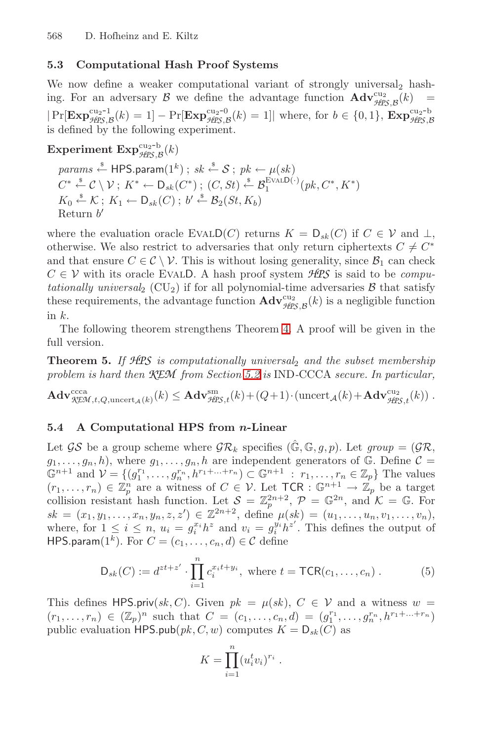### 5.3 Computational Hash Proof Systems

We now define a weaker computational variant of strongly universal$_2$ hashing. For an adversary $\mathcal{B}$ we define the advantage function $\mathbf{Adv}^{\mathrm{cu}_2}_{\mathcal{HPS},\mathcal{B}}(k) = |\Pr[\mathbf{Exp}^{\mathrm{cu}_2\text{-}1}_{\mathcal{HPS},\mathcal{B}}(k) = 1] - \Pr[\mathbf{Exp}^{\mathrm{cu}_2\text{-}0}_{\mathcal{HPS},\mathcal{B}}(k) = 1]|$ where, for $b \in \{0,1\}$, $\mathbf{Exp}^{\mathrm{cu}_2\text{-}b}_{\mathcal{HPS},\mathcal{B}}$ is defined by the following experiment.

**Experiment** $\mathbf{Exp}^{\mathrm{cu}_2\text{-}b}_{\mathcal{HPS},\mathcal{B}}(k)$

$params \xleftarrow{\$} \mathsf{HPS.param}(1^k)\,;\; sk \xleftarrow{\$} \mathcal{S}\,;\; pk \leftarrow \mu(sk)$
$C^* \xleftarrow{\$} \mathcal{C} \setminus \mathcal{V}\,;\; K^* \leftarrow \mathsf{D}_{sk}(C^*)\,;\; (C, St) \xleftarrow{\$} \mathcal{B}_1^{\textsc{EvalD}(\cdot)}(pk, C^*, K^*)$
$K_0 \xleftarrow{\$} \mathcal{K}\,;\; K_1 \leftarrow \mathsf{D}_{sk}(C)\,;\; b' \xleftarrow{\$} \mathcal{B}_2(St, K_b)$
Return $b'$

where the evaluation oracle $\textsc{EvalD}(C)$ returns $K = \mathsf{D}_{sk}(C)$ if $C \in \mathcal{V}$ and $\bot$, otherwise. We also restrict to adversaries that only return ciphertexts $C \neq C^*$ and that ensure $C \in \mathcal{C} \setminus \mathcal{V}$. This is without losing generality, since $\mathcal{B}_1$ can check $C \in \mathcal{V}$ with its oracle $\textsc{EvalD}$. A hash proof system $\mathcal{HPS}$ is said to be *computationally universal*$_2$ (CU$_2$) if for all polynomial-time adversaries $\mathcal{B}$ that satisfy these requirements, the advantage function $\mathbf{Adv}^{\mathrm{cu}_2}_{\mathcal{HPS},\mathcal{B}}(k)$ is a negligible function in $k$.

The following theorem strengthens Theorem 4. A proof will be given in the full version.

**Theorem 5.** *If $\mathcal{HPS}$ is computationally universal$_2$ and the subset membership problem is hard then $\mathcal{KEM}$ from Section 5.2 is* IND-CCCA *secure. In particular,*

$$\mathbf{Adv}^{\mathrm{ccca}}_{\mathcal{KEM},t,Q,\mathrm{uncert}_{\mathcal{A}}(k)}(k) \leq \mathbf{Adv}^{\mathrm{sm}}_{\mathcal{HPS},t}(k) + (Q+1)\cdot(\mathrm{uncert}_{\mathcal{A}}(k) + \mathbf{Adv}^{\mathrm{cu}_2}_{\mathcal{HPS},t}(k))\,.$$

### 5.4 A Computational HPS from $n$-Linear

Let $\mathcal{GS}$ be a group scheme where $\mathcal{GR}_k$ specifies $(\hat{\mathbb{G}}, \mathbb{G}, g, p)$. Let $group = (\mathcal{GR}, g_1, \ldots, g_n, h)$, where $g_1, \ldots, g_n, h$ are independent generators of $\mathbb{G}$. Define $\mathcal{C} = \mathbb{G}^{n+1}$ and $\mathcal{V} = \{(g_1^{r_1}, \ldots, g_n^{r_n}, h^{r_1+\ldots+r_n}) \subset \mathbb{G}^{n+1} : r_1, \ldots, r_n \in \mathbb{Z}_p\}$ The values $(r_1, \ldots, r_n) \in \mathbb{Z}_p^n$ are a witness of $C \in \mathcal{V}$. Let $\mathsf{TCR} : \mathbb{G}^{n+1} \to \mathbb{Z}_p$ be a target collision resistant hash function. Let $\mathcal{S} = \mathbb{Z}_p^{2n+2}$, $\mathcal{P} = \mathbb{G}^{2n}$, and $\mathcal{K} = \mathbb{G}$. For $sk = (x_1, y_1, \ldots, x_n, y_n, z, z') \in \mathbb{Z}^{2n+2}$, define $\mu(sk) = (u_1, \ldots, u_n, v_1, \ldots, v_n)$, where, for $1 \leq i \leq n$, $u_i = g_i^{x_i} h^z$ and $v_i = g_i^{y_i} h^{z'}$. This defines the output of $\mathsf{HPS.param}(1^k)$. For $C = (c_1, \ldots, c_n, d) \in \mathcal{C}$ define

$$\mathsf{D}_{sk}(C) := d^{zt+z'} \cdot \prod_{i=1}^{n} c_i^{x_i t + y_i}, \text{ where } t = \mathsf{TCR}(c_1, \ldots, c_n)\,. \tag{5}$$

This defines $\mathsf{HPS.priv}(sk, C)$. Given $pk = \mu(sk)$, $C \in \mathcal{V}$ and a witness $w = (r_1, \ldots, r_n) \in (\mathbb{Z}_p)^n$ such that $C = (c_1, \ldots, c_n, d) = (g_1^{r_1}, \ldots, g_n^{r_n}, h^{r_1+\ldots+r_n})$ public evaluation $\mathsf{HPS.pub}(pk, C, w)$ computes $K = \mathsf{D}_{sk}(C)$ as

$$K = \prod_{i=1}^{n} (u_i^t v_i)^{r_i}\,.$$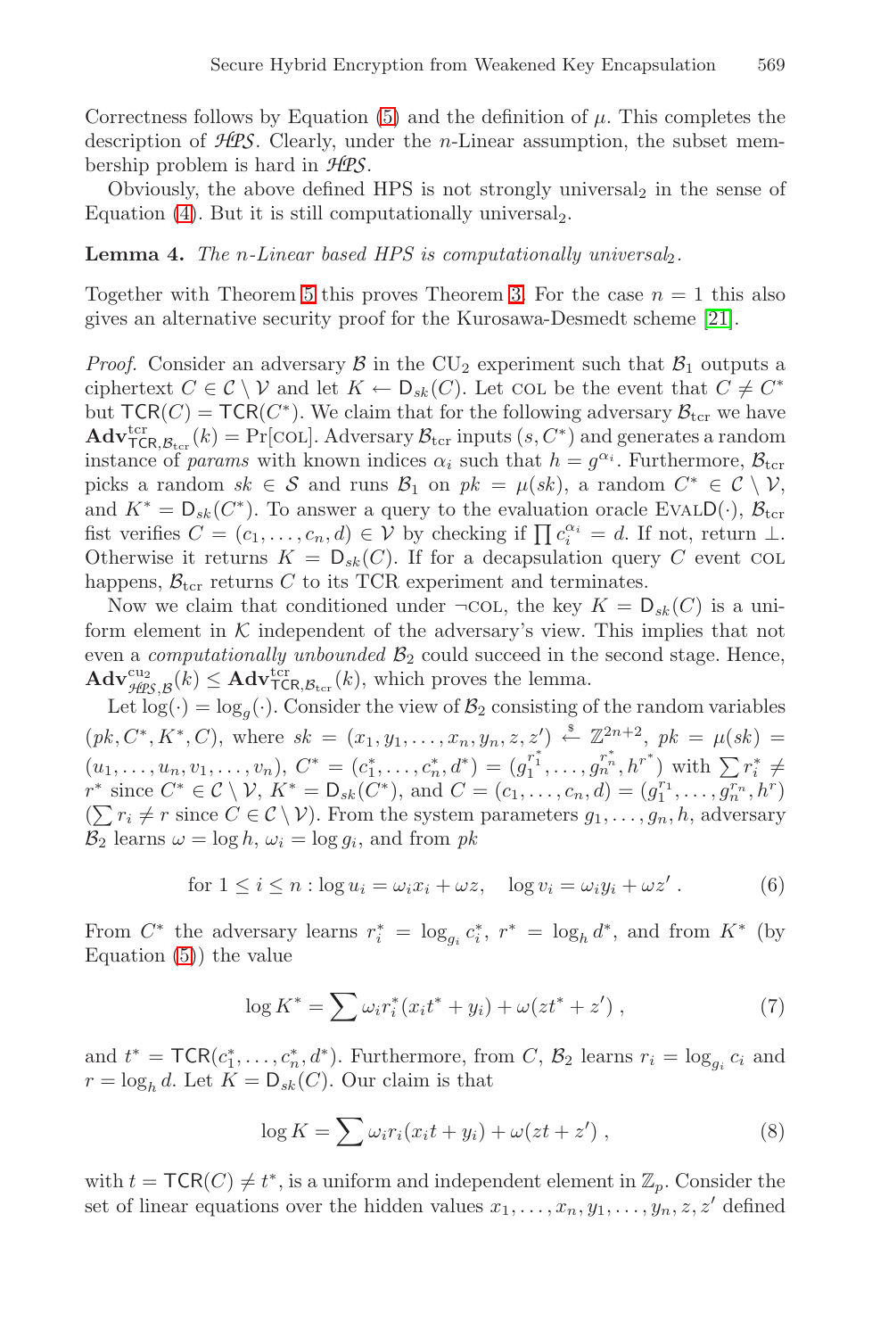Correctness follows by Equation (5) and the definition of $\mu$. This completes the description of $\mathcal{HPS}$. Clearly, under the $n$-Linear assumption, the subset membership problem is hard in $\mathcal{HPS}$.

Obviously, the above defined HPS is not strongly universal$_2$ in the sense of Equation (4). But it is still computationally universal$_2$.

**Lemma 4.** *The $n$-Linear based HPS is computationally universal$_2$.*

Together with Theorem 5 this proves Theorem 3. For the case $n = 1$ this also gives an alternative security proof for the Kurosawa-Desmedt scheme [21].

*Proof.* Consider an adversary $\mathcal{B}$ in the CU$_2$ experiment such that $\mathcal{B}_1$ outputs a ciphertext $C \in \mathcal{C} \setminus \mathcal{V}$ and let $K \leftarrow \mathsf{D}_{sk}(C)$. Let COL be the event that $C \neq C^*$ but $\mathsf{TCR}(C) = \mathsf{TCR}(C^*)$. We claim that for the following adversary $\mathcal{B}_{\mathrm{tcr}}$ we have $\mathbf{Adv}^{\mathrm{tcr}}_{\mathsf{TCR},\mathcal{B}_{\mathrm{tcr}}}(k) = \Pr[\mathrm{COL}]$. Adversary $\mathcal{B}_{\mathrm{tcr}}$ inputs $(s, C^*)$ and generates a random instance of *params* with known indices $\alpha_i$ such that $h = g^{\alpha_i}$. Furthermore, $\mathcal{B}_{\mathrm{tcr}}$ picks a random $sk \in \mathcal{S}$ and runs $\mathcal{B}_1$ on $pk = \mu(sk)$, a random $C^* \in \mathcal{C} \setminus \mathcal{V}$, and $K^* = \mathsf{D}_{sk}(C^*)$. To answer a query to the evaluation oracle $\mathrm{EVALD}(\cdot)$, $\mathcal{B}_{\mathrm{tcr}}$ fist verifies $C = (c_1, \ldots, c_n, d) \in \mathcal{V}$ by checking if $\prod c_i^{\alpha_i} = d$. If not, return $\perp$. Otherwise it returns $K = \mathsf{D}_{sk}(C)$. If for a decapsulation query $C$ event COL happens, $\mathcal{B}_{\mathrm{tcr}}$ returns $C$ to its TCR experiment and terminates.

Now we claim that conditioned under $\neg$COL, the key $K = \mathsf{D}_{sk}(C)$ is a uniform element in $\mathcal{K}$ independent of the adversary's view. This implies that not even a *computationally unbounded* $\mathcal{B}_2$ could succeed in the second stage. Hence, $\mathbf{Adv}^{\mathrm{cu}_2}_{\mathcal{HPS},\mathcal{B}}(k) \leq \mathbf{Adv}^{\mathrm{tcr}}_{\mathsf{TCR},\mathcal{B}_{\mathrm{tcr}}}(k)$, which proves the lemma.

Let $\log(\cdot) = \log_g(\cdot)$. Consider the view of $\mathcal{B}_2$ consisting of the random variables $(pk, C^*, K^*, C)$, where $sk = (x_1, y_1, \ldots, x_n, y_n, z, z') \stackrel{\$}{\leftarrow} \mathbb{Z}^{2n+2}$, $pk = \mu(sk) = (u_1, \ldots, u_n, v_1, \ldots, v_n)$, $C^* = (c_1^*, \ldots, c_n^*, d^*) = (g_1^{r_1^*}, \ldots, g_n^{r_n^*}, h^{r^*})$ with $\sum r_i^* \neq r^*$ since $C^* \in \mathcal{C} \setminus \mathcal{V}$, $K^* = \mathsf{D}_{sk}(C^*)$, and $C = (c_1, \ldots, c_n, d) = (g_1^{r_1}, \ldots, g_n^{r_n}, h^r)$ ($\sum r_i \neq r$ since $C \in \mathcal{C} \setminus \mathcal{V}$). From the system parameters $g_1, \ldots, g_n, h$, adversary $\mathcal{B}_2$ learns $\omega = \log h$, $\omega_i = \log g_i$, and from $pk$

$$\text{for } 1 \leq i \leq n : \log u_i = \omega_i x_i + \omega z, \quad \log v_i = \omega_i y_i + \omega z' . \tag{6}$$

From $C^*$ the adversary learns $r_i^* = \log_{g_i} c_i^*$, $r^* = \log_h d^*$, and from $K^*$ (by Equation (5)) the value

$$\log K^* = \sum \omega_i r_i^* (x_i t^* + y_i) + \omega(z t^* + z') , \tag{7}$$

and $t^* = \mathsf{TCR}(c_1^*, \ldots, c_n^*, d^*)$. Furthermore, from $C$, $\mathcal{B}_2$ learns $r_i = \log_{g_i} c_i$ and $r = \log_h d$. Let $K = \mathsf{D}_{sk}(C)$. Our claim is that

$$\log K = \sum \omega_i r_i (x_i t + y_i) + \omega(z t + z') , \tag{8}$$

with $t = \mathsf{TCR}(C) \neq t^*$, is a uniform and independent element in $\mathbb{Z}_p$. Consider the set of linear equations over the hidden values $x_1, \ldots, x_n, y_1, \ldots, y_n, z, z'$ defined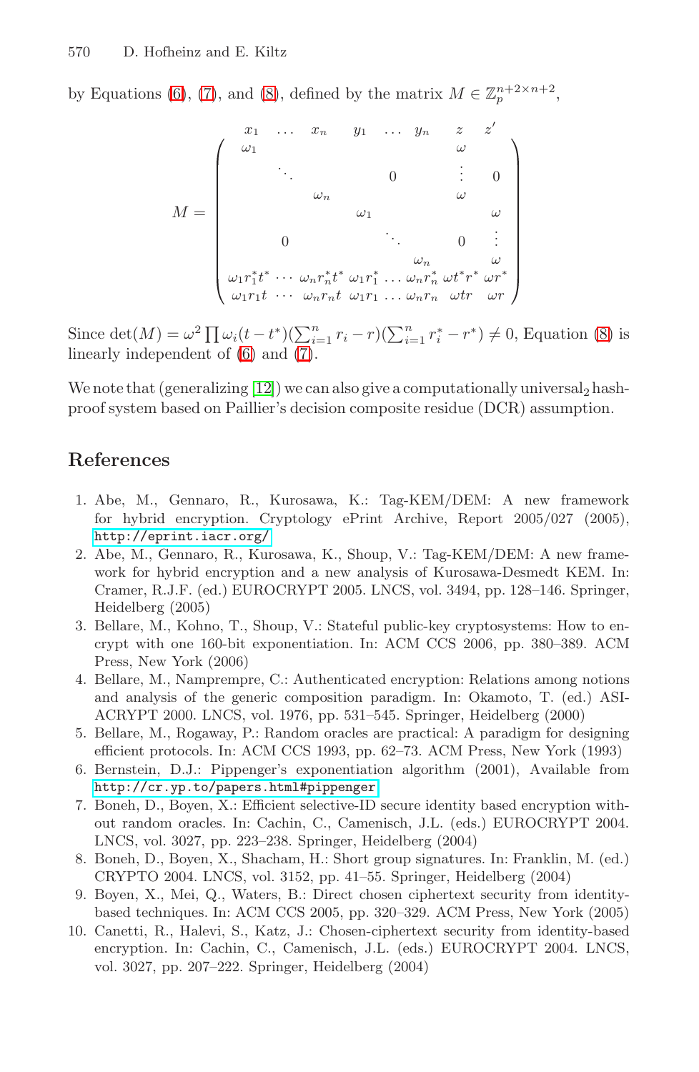by Equations (6), (7), and (8), defined by the matrix $M \in \mathbb{Z}_p^{n+2 \times n+2}$,

$$M = \begin{pmatrix} \omega_1 & & & & & & \omega & \\ & \ddots & & & 0 & & \vdots & 0 \\ & & \omega_n & & & & \omega & \\ & & & \omega_1 & & & & \omega \\ & 0 & & & \ddots & & 0 & \vdots \\ & & & & & \omega_n & & \omega \\ \omega_1 r_1^* t^* & \cdots & \omega_n r_n^* t^* & \omega_1 r_1^* & \ldots & \omega_n r_n^* & \omega t^* r^* & \omega r^* \\ \omega_1 r_1 t & \cdots & \omega_n r_n t & \omega_1 r_1 & \ldots & \omega_n r_n & \omega t r & \omega r \end{pmatrix}$$

with columns labeled $x_1 \ldots x_n \; y_1 \ldots y_n \; z \; z'$.

Since $\det(M) = \omega^2 \prod \omega_i (t - t^*)(\sum_{i=1}^n r_i - r)(\sum_{i=1}^n r_i^* - r^*) \neq 0$, Equation (8) is linearly independent of (6) and (7).

We note that (generalizing [12]) we can also give a computationally universal$_2$ hash-proof system based on Paillier's decision composite residue (DCR) assumption.

## References

1. Abe, M., Gennaro, R., Kurosawa, K.: Tag-KEM/DEM: A new framework for hybrid encryption. Cryptology ePrint Archive, Report 2005/027 (2005), http://eprint.iacr.org/
2. Abe, M., Gennaro, R., Kurosawa, K., Shoup, V.: Tag-KEM/DEM: A new framework for hybrid encryption and a new analysis of Kurosawa-Desmedt KEM. In: Cramer, R.J.F. (ed.) EUROCRYPT 2005. LNCS, vol. 3494, pp. 128–146. Springer, Heidelberg (2005)
3. Bellare, M., Kohno, T., Shoup, V.: Stateful public-key cryptosystems: How to encrypt with one 160-bit exponentiation. In: ACM CCS 2006, pp. 380–389. ACM Press, New York (2006)
4. Bellare, M., Namprempre, C.: Authenticated encryption: Relations among notions and analysis of the generic composition paradigm. In: Okamoto, T. (ed.) ASIACRYPT 2000. LNCS, vol. 1976, pp. 531–545. Springer, Heidelberg (2000)
5. Bellare, M., Rogaway, P.: Random oracles are practical: A paradigm for designing efficient protocols. In: ACM CCS 1993, pp. 62–73. ACM Press, New York (1993)
6. Bernstein, D.J.: Pippenger's exponentiation algorithm (2001), Available from http://cr.yp.to/papers.html#pippenger
7. Boneh, D., Boyen, X.: Efficient selective-ID secure identity based encryption without random oracles. In: Cachin, C., Camenisch, J.L. (eds.) EUROCRYPT 2004. LNCS, vol. 3027, pp. 223–238. Springer, Heidelberg (2004)
8. Boneh, D., Boyen, X., Shacham, H.: Short group signatures. In: Franklin, M. (ed.) CRYPTO 2004. LNCS, vol. 3152, pp. 41–55. Springer, Heidelberg (2004)
9. Boyen, X., Mei, Q., Waters, B.: Direct chosen ciphertext security from identity-based techniques. In: ACM CCS 2005, pp. 320–329. ACM Press, New York (2005)
10. Canetti, R., Halevi, S., Katz, J.: Chosen-ciphertext security from identity-based encryption. In: Cachin, C., Camenisch, J.L. (eds.) EUROCRYPT 2004. LNCS, vol. 3027, pp. 207–222. Springer, Heidelberg (2004)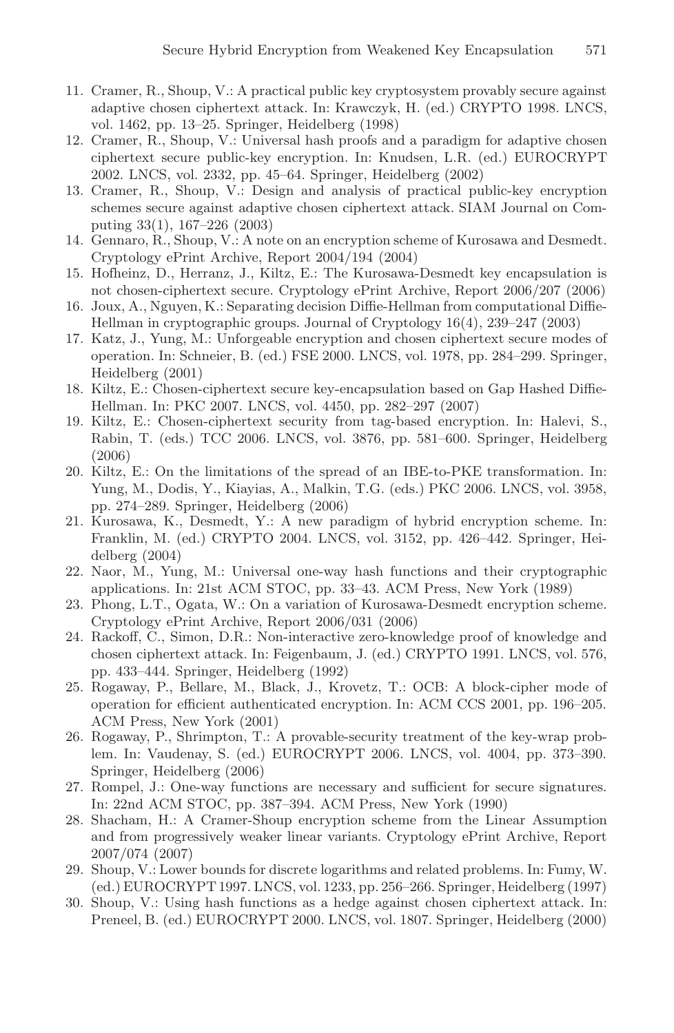11. Cramer, R., Shoup, V.: A practical public key cryptosystem provably secure against adaptive chosen ciphertext attack. In: Krawczyk, H. (ed.) CRYPTO 1998. LNCS, vol. 1462, pp. 13–25. Springer, Heidelberg (1998)
12. Cramer, R., Shoup, V.: Universal hash proofs and a paradigm for adaptive chosen ciphertext secure public-key encryption. In: Knudsen, L.R. (ed.) EUROCRYPT 2002. LNCS, vol. 2332, pp. 45–64. Springer, Heidelberg (2002)
13. Cramer, R., Shoup, V.: Design and analysis of practical public-key encryption schemes secure against adaptive chosen ciphertext attack. SIAM Journal on Computing 33(1), 167–226 (2003)
14. Gennaro, R., Shoup, V.: A note on an encryption scheme of Kurosawa and Desmedt. Cryptology ePrint Archive, Report 2004/194 (2004)
15. Hofheinz, D., Herranz, J., Kiltz, E.: The Kurosawa-Desmedt key encapsulation is not chosen-ciphertext secure. Cryptology ePrint Archive, Report 2006/207 (2006)
16. Joux, A., Nguyen, K.: Separating decision Diffie-Hellman from computational Diffie-Hellman in cryptographic groups. Journal of Cryptology 16(4), 239–247 (2003)
17. Katz, J., Yung, M.: Unforgeable encryption and chosen ciphertext secure modes of operation. In: Schneier, B. (ed.) FSE 2000. LNCS, vol. 1978, pp. 284–299. Springer, Heidelberg (2001)
18. Kiltz, E.: Chosen-ciphertext secure key-encapsulation based on Gap Hashed Diffie-Hellman. In: PKC 2007. LNCS, vol. 4450, pp. 282–297 (2007)
19. Kiltz, E.: Chosen-ciphertext security from tag-based encryption. In: Halevi, S., Rabin, T. (eds.) TCC 2006. LNCS, vol. 3876, pp. 581–600. Springer, Heidelberg (2006)
20. Kiltz, E.: On the limitations of the spread of an IBE-to-PKE transformation. In: Yung, M., Dodis, Y., Kiayias, A., Malkin, T.G. (eds.) PKC 2006. LNCS, vol. 3958, pp. 274–289. Springer, Heidelberg (2006)
21. Kurosawa, K., Desmedt, Y.: A new paradigm of hybrid encryption scheme. In: Franklin, M. (ed.) CRYPTO 2004. LNCS, vol. 3152, pp. 426–442. Springer, Heidelberg (2004)
22. Naor, M., Yung, M.: Universal one-way hash functions and their cryptographic applications. In: 21st ACM STOC, pp. 33–43. ACM Press, New York (1989)
23. Phong, L.T., Ogata, W.: On a variation of Kurosawa-Desmedt encryption scheme. Cryptology ePrint Archive, Report 2006/031 (2006)
24. Rackoff, C., Simon, D.R.: Non-interactive zero-knowledge proof of knowledge and chosen ciphertext attack. In: Feigenbaum, J. (ed.) CRYPTO 1991. LNCS, vol. 576, pp. 433–444. Springer, Heidelberg (1992)
25. Rogaway, P., Bellare, M., Black, J., Krovetz, T.: OCB: A block-cipher mode of operation for efficient authenticated encryption. In: ACM CCS 2001, pp. 196–205. ACM Press, New York (2001)
26. Rogaway, P., Shrimpton, T.: A provable-security treatment of the key-wrap problem. In: Vaudenay, S. (ed.) EUROCRYPT 2006. LNCS, vol. 4004, pp. 373–390. Springer, Heidelberg (2006)
27. Rompel, J.: One-way functions are necessary and sufficient for secure signatures. In: 22nd ACM STOC, pp. 387–394. ACM Press, New York (1990)
28. Shacham, H.: A Cramer-Shoup encryption scheme from the Linear Assumption and from progressively weaker linear variants. Cryptology ePrint Archive, Report 2007/074 (2007)
29. Shoup, V.: Lower bounds for discrete logarithms and related problems. In: Fumy, W. (ed.) EUROCRYPT 1997. LNCS, vol. 1233, pp. 256–266. Springer, Heidelberg (1997)
30. Shoup, V.: Using hash functions as a hedge against chosen ciphertext attack. In: Preneel, B. (ed.) EUROCRYPT 2000. LNCS, vol. 1807. Springer, Heidelberg (2000)